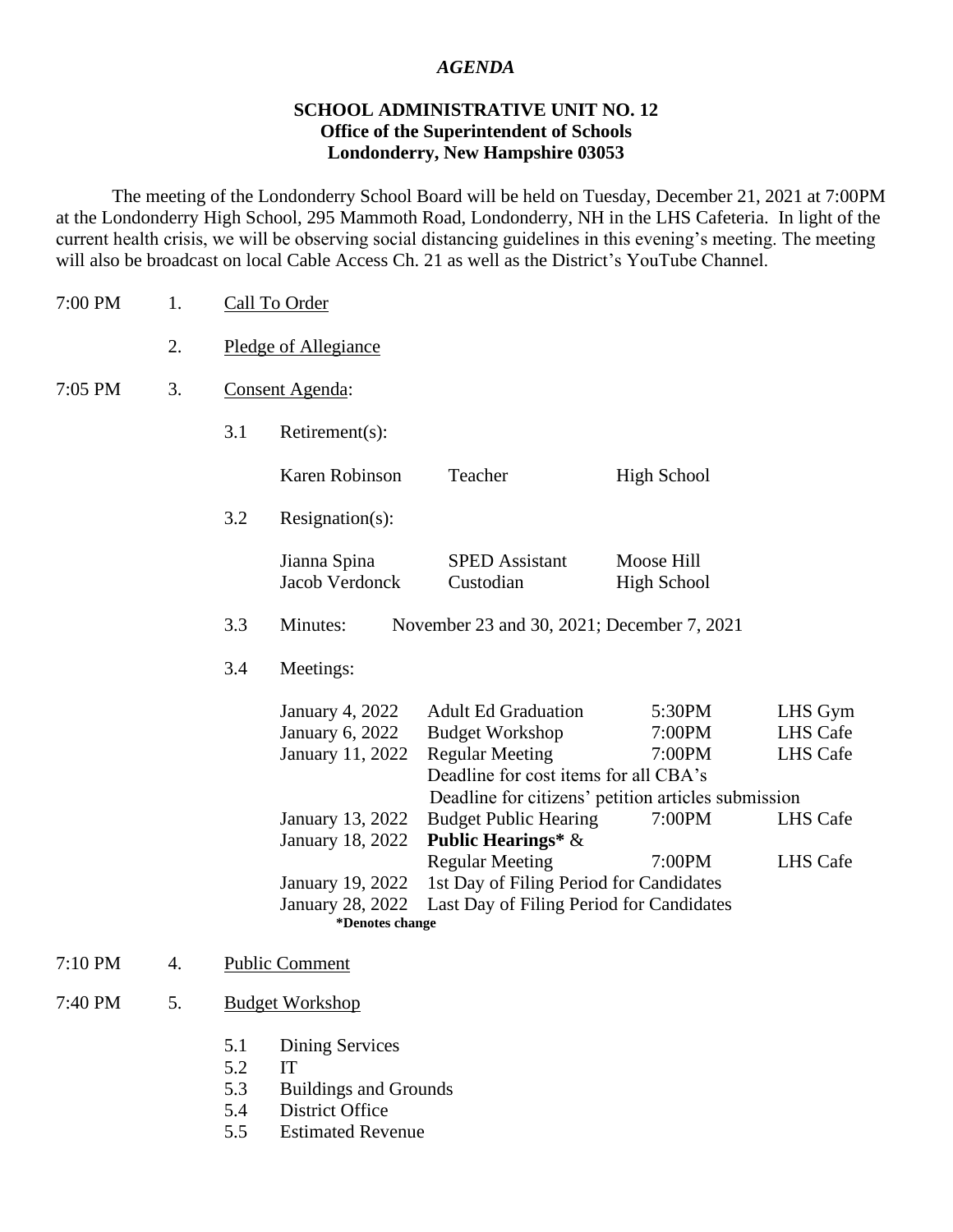*AGENDA*

**SCHOOL ADMINISTRATIVE UNIT NO. 12**
**Office of the Superintendent of Schools**
**Londonderry, New Hampshire 03053**

The meeting of the Londonderry School Board will be held on Tuesday, December 21, 2021 at 7:00PM at the Londonderry High School, 295 Mammoth Road, Londonderry, NH in the LHS Cafeteria. In light of the current health crisis, we will be observing social distancing guidelines in this evening's meeting. The meeting will also be broadcast on local Cable Access Ch. 21 as well as the District's YouTube Channel.

7:00 PM 1. Call To Order

2. Pledge of Allegiance

7:05 PM 3. Consent Agenda:

3.1 Retirement(s):

| | | |
|---|---|---|
| Karen Robinson | Teacher | High School |

3.2 Resignation(s):

| | | |
|---|---|---|
| Jianna Spina | SPED Assistant | Moose Hill |
| Jacob Verdonck | Custodian | High School |

3.3 Minutes: November 23 and 30, 2021; December 7, 2021

3.4 Meetings:

| | | | |
|---|---|---|---|
| January 4, 2022 | Adult Ed Graduation | 5:30PM | LHS Gym |
| January 6, 2022 | Budget Workshop | 7:00PM | LHS Cafe |
| January 11, 2022 | Regular Meeting | 7:00PM | LHS Cafe |
| | Deadline for cost items for all CBA's | | |
| | Deadline for citizens' petition articles submission | | |
| January 13, 2022 | Budget Public Hearing | 7:00PM | LHS Cafe |
| January 18, 2022 | **Public Hearings*** & Regular Meeting | 7:00PM | LHS Cafe |
| January 19, 2022 | 1st Day of Filing Period for Candidates | | |
| January 28, 2022 | Last Day of Filing Period for Candidates | | |

**\*Denotes change**

7:10 PM 4. Public Comment

7:40 PM 5. Budget Workshop

5.1 Dining Services
5.2 IT
5.3 Buildings and Grounds
5.4 District Office
5.5 Estimated Revenue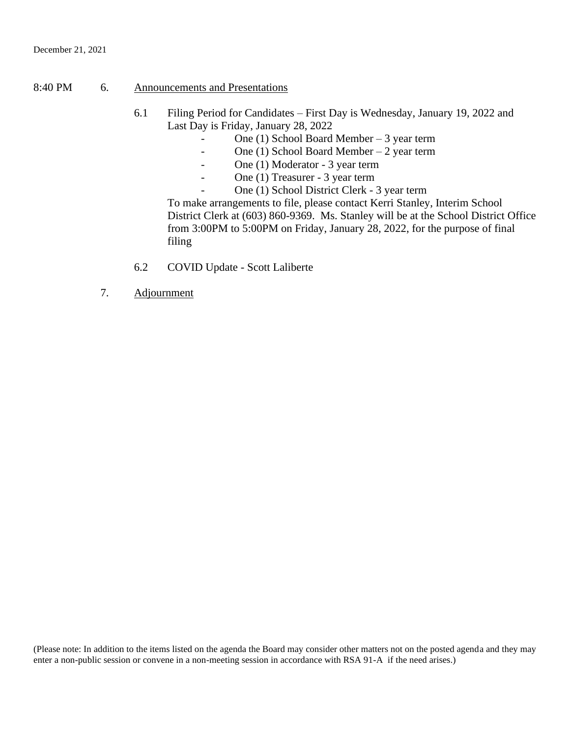December 21, 2021

8:40 PM 6. <u>Announcements and Presentations</u>

6.1 Filing Period for Candidates – First Day is Wednesday, January 19, 2022 and Last Day is Friday, January 28, 2022

- One (1) School Board Member – 3 year term
- One (1) School Board Member – 2 year term
- One (1) Moderator - 3 year term
- One (1) Treasurer - 3 year term
- One (1) School District Clerk - 3 year term

To make arrangements to file, please contact Kerri Stanley, Interim School District Clerk at (603) 860-9369. Ms. Stanley will be at the School District Office from 3:00PM to 5:00PM on Friday, January 28, 2022, for the purpose of final filing

6.2 COVID Update - Scott Laliberte

7. <u>Adjournment</u>

(Please note: In addition to the items listed on the agenda the Board may consider other matters not on the posted agenda and they may enter a non-public session or convene in a non-meeting session in accordance with RSA 91-A if the need arises.)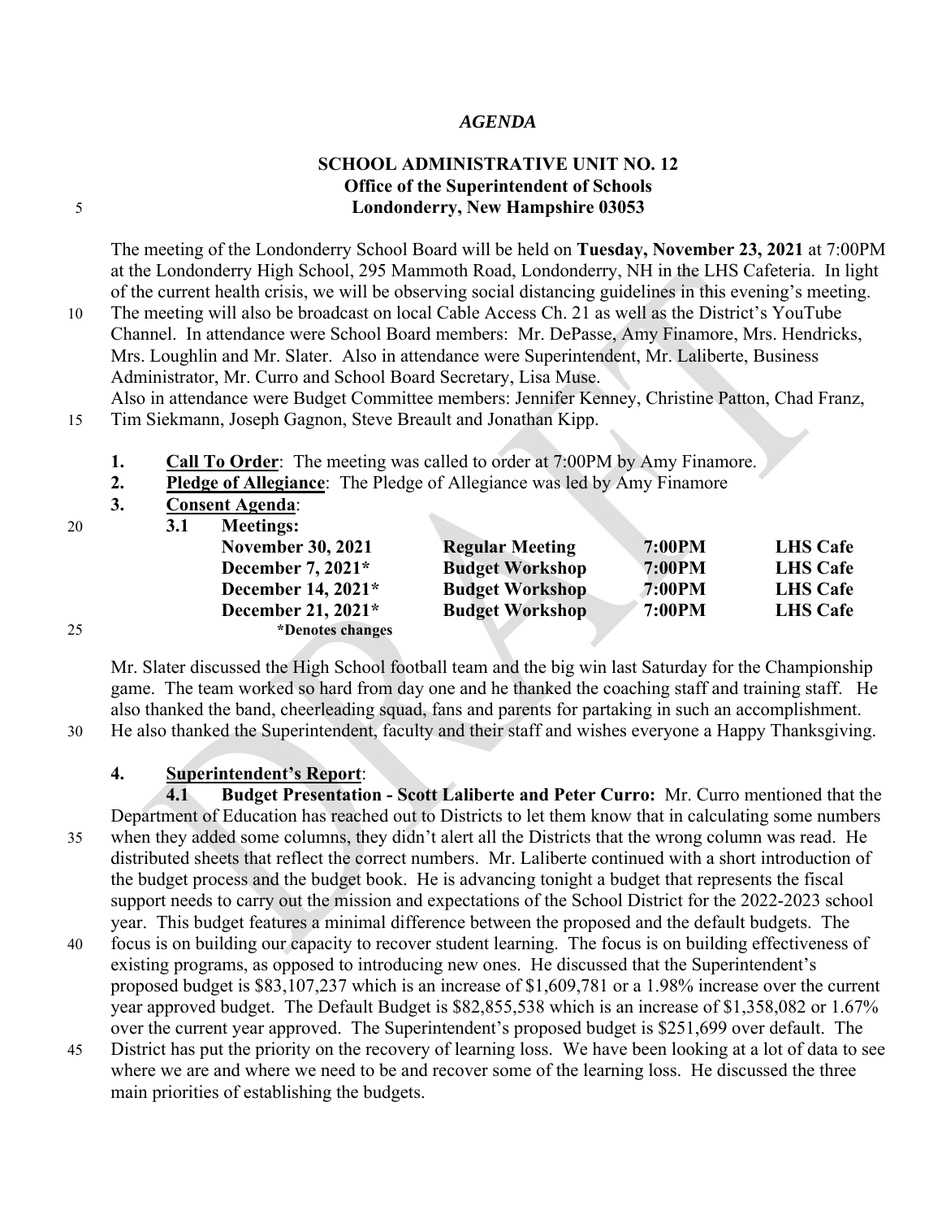*AGENDA*

**SCHOOL ADMINISTRATIVE UNIT NO. 12**
**Office of the Superintendent of Schools**
**Londonderry, New Hampshire 03053**

The meeting of the Londonderry School Board will be held on **Tuesday, November 23, 2021** at 7:00PM at the Londonderry High School, 295 Mammoth Road, Londonderry, NH in the LHS Cafeteria. In light of the current health crisis, we will be observing social distancing guidelines in this evening's meeting. The meeting will also be broadcast on local Cable Access Ch. 21 as well as the District's YouTube Channel. In attendance were School Board members: Mr. DePasse, Amy Finamore, Mrs. Hendricks, Mrs. Loughlin and Mr. Slater. Also in attendance were Superintendent, Mr. Laliberte, Business Administrator, Mr. Curro and School Board Secretary, Lisa Muse.
Also in attendance were Budget Committee members: Jennifer Kenney, Christine Patton, Chad Franz, Tim Siekmann, Joseph Gagnon, Steve Breault and Jonathan Kipp.

1. **Call To Order**: The meeting was called to order at 7:00PM by Amy Finamore.
2. **Pledge of Allegiance**: The Pledge of Allegiance was led by Amy Finamore
3. **Consent Agenda**:

**3.1 Meetings:**

| | | | |
|---|---|---|---|
| **November 30, 2021** | **Regular Meeting** | **7:00PM** | **LHS Cafe** |
| **December 7, 2021*** | **Budget Workshop** | **7:00PM** | **LHS Cafe** |
| **December 14, 2021*** | **Budget Workshop** | **7:00PM** | **LHS Cafe** |
| **December 21, 2021*** | **Budget Workshop** | **7:00PM** | **LHS Cafe** |

**\*Denotes changes**

Mr. Slater discussed the High School football team and the big win last Saturday for the Championship game. The team worked so hard from day one and he thanked the coaching staff and training staff. He also thanked the band, cheerleading squad, fans and parents for partaking in such an accomplishment. He also thanked the Superintendent, faculty and their staff and wishes everyone a Happy Thanksgiving.

4. **Superintendent's Report**:

**4.1 Budget Presentation - Scott Laliberte and Peter Curro:** Mr. Curro mentioned that the Department of Education has reached out to Districts to let them know that in calculating some numbers when they added some columns, they didn't alert all the Districts that the wrong column was read. He distributed sheets that reflect the correct numbers. Mr. Laliberte continued with a short introduction of the budget process and the budget book. He is advancing tonight a budget that represents the fiscal support needs to carry out the mission and expectations of the School District for the 2022-2023 school year. This budget features a minimal difference between the proposed and the default budgets. The focus is on building our capacity to recover student learning. The focus is on building effectiveness of existing programs, as opposed to introducing new ones. He discussed that the Superintendent's proposed budget is $83,107,237 which is an increase of $1,609,781 or a 1.98% increase over the current year approved budget. The Default Budget is $82,855,538 which is an increase of $1,358,082 or 1.67% over the current year approved. The Superintendent's proposed budget is $251,699 over default. The District has put the priority on the recovery of learning loss. We have been looking at a lot of data to see where we are and where we need to be and recover some of the learning loss. He discussed the three main priorities of establishing the budgets.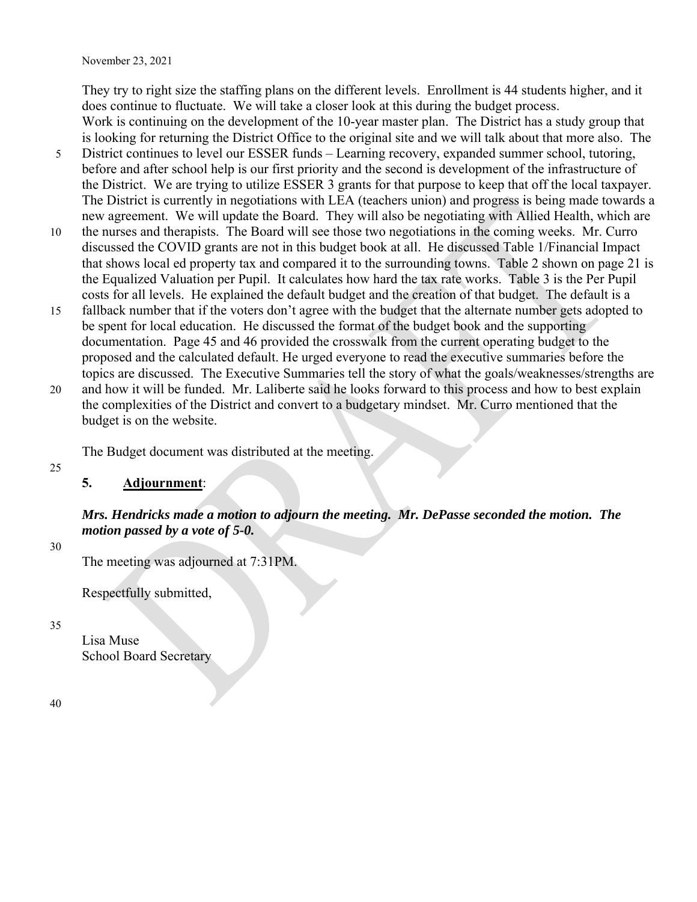They try to right size the staffing plans on the different levels. Enrollment is 44 students higher, and it does continue to fluctuate. We will take a closer look at this during the budget process. Work is continuing on the development of the 10-year master plan. The District has a study group that is looking for returning the District Office to the original site and we will talk about that more also. The District continues to level our ESSER funds – Learning recovery, expanded summer school, tutoring, before and after school help is our first priority and the second is development of the infrastructure of the District. We are trying to utilize ESSER 3 grants for that purpose to keep that off the local taxpayer. The District is currently in negotiations with LEA (teachers union) and progress is being made towards a new agreement. We will update the Board. They will also be negotiating with Allied Health, which are the nurses and therapists. The Board will see those two negotiations in the coming weeks. Mr. Curro discussed the COVID grants are not in this budget book at all. He discussed Table 1/Financial Impact that shows local ed property tax and compared it to the surrounding towns. Table 2 shown on page 21 is the Equalized Valuation per Pupil. It calculates how hard the tax rate works. Table 3 is the Per Pupil costs for all levels. He explained the default budget and the creation of that budget. The default is a fallback number that if the voters don't agree with the budget that the alternate number gets adopted to be spent for local education. He discussed the format of the budget book and the supporting documentation. Page 45 and 46 provided the crosswalk from the current operating budget to the proposed and the calculated default. He urged everyone to read the executive summaries before the topics are discussed. The Executive Summaries tell the story of what the goals/weaknesses/strengths are and how it will be funded. Mr. Laliberte said he looks forward to this process and how to best explain the complexities of the District and convert to a budgetary mindset. Mr. Curro mentioned that the budget is on the website.

The Budget document was distributed at the meeting.

## 5. Adjournment:

***Mrs. Hendricks made a motion to adjourn the meeting. Mr. DePasse seconded the motion. The motion passed by a vote of 5-0.***

The meeting was adjourned at 7:31PM.

Respectfully submitted,

Lisa Muse
School Board Secretary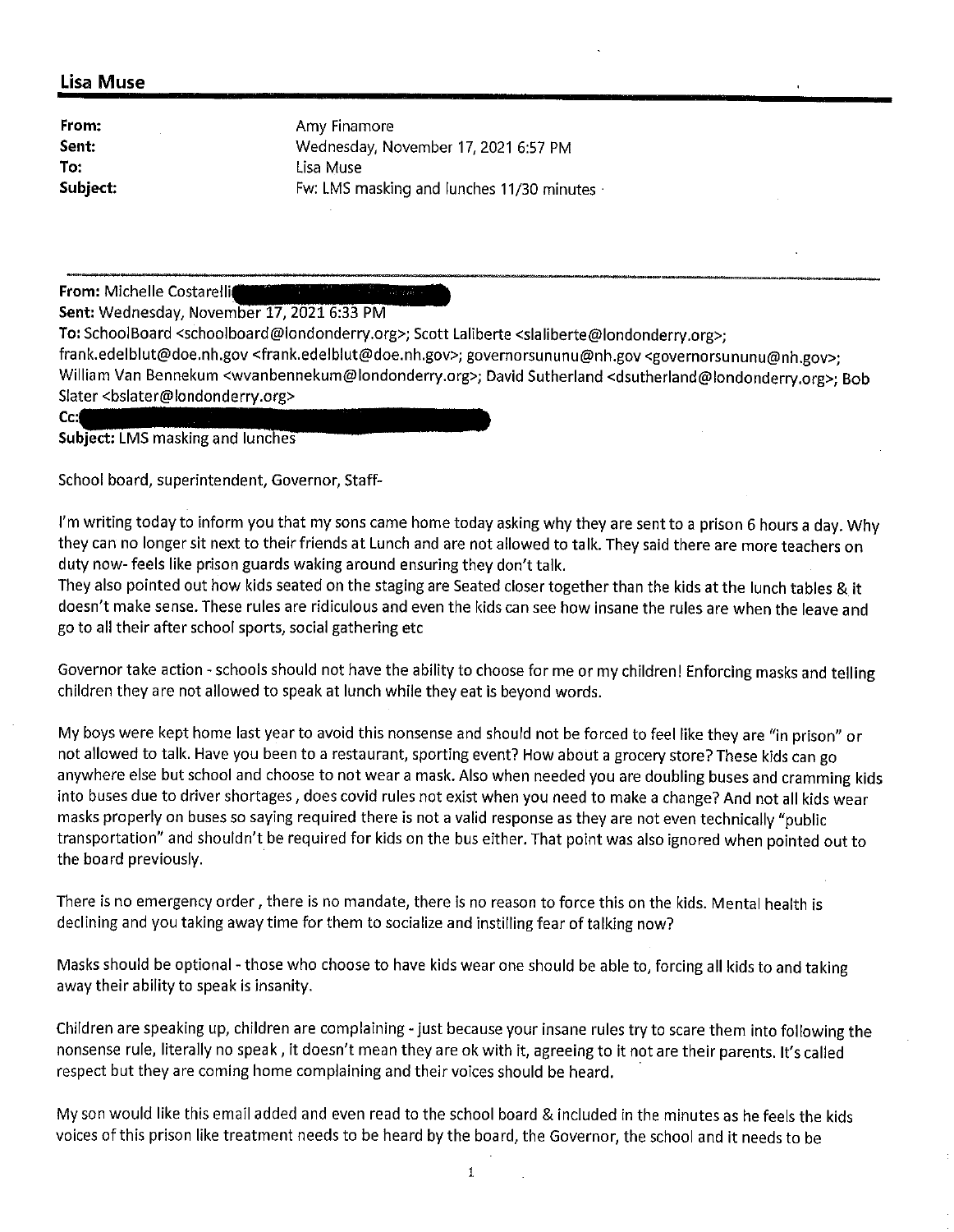## Lisa Muse

**From:** Amy Finamore
**Sent:** Wednesday, November 17, 2021 6:57 PM
**To:** Lisa Muse
**Subject:** Fw: LMS masking and lunches 11/30 minutes

---

**From:** Michelle Costarelli [REDACTED]
**Sent:** Wednesday, November 17, 2021 6:33 PM
**To:** SchoolBoard <schoolboard@londonderry.org>; Scott Laliberte <slaliberte@londonderry.org>; frank.edelblut@doe.nh.gov <frank.edelblut@doe.nh.gov>; governorsununu@nh.gov <governorsununu@nh.gov>; William Van Bennekum <wvanbennekum@londonderry.org>; David Sutherland <dsutherland@londonderry.org>; Bob Slater <bslater@londonderry.org>
**Cc:** [REDACTED]
**Subject:** LMS masking and lunches

School board, superintendent, Governor, Staff-

I'm writing today to inform you that my sons came home today asking why they are sent to a prison 6 hours a day. Why they can no longer sit next to their friends at Lunch and are not allowed to talk. They said there are more teachers on duty now- feels like prison guards waking around ensuring they don't talk.
They also pointed out how kids seated on the staging are Seated closer together than the kids at the lunch tables & it doesn't make sense. These rules are ridiculous and even the kids can see how insane the rules are when the leave and go to all their after school sports, social gathering etc

Governor take action - schools should not have the ability to choose for me or my children! Enforcing masks and telling children they are not allowed to speak at lunch while they eat is beyond words.

My boys were kept home last year to avoid this nonsense and should not be forced to feel like they are "in prison" or not allowed to talk. Have you been to a restaurant, sporting event? How about a grocery store? These kids can go anywhere else but school and choose to not wear a mask. Also when needed you are doubling buses and cramming kids into buses due to driver shortages , does covid rules not exist when you need to make a change? And not all kids wear masks properly on buses so saying required there is not a valid response as they are not even technically "public transportation" and shouldn't be required for kids on the bus either. That point was also ignored when pointed out to the board previously.

There is no emergency order , there is no mandate, there is no reason to force this on the kids. Mental health is declining and you taking away time for them to socialize and instilling fear of talking now?

Masks should be optional - those who choose to have kids wear one should be able to, forcing all kids to and taking away their ability to speak is insanity.

Children are speaking up, children are complaining - just because your insane rules try to scare them into following the nonsense rule, literally no speak , it doesn't mean they are ok with it, agreeing to it not are their parents. It's called respect but they are coming home complaining and their voices should be heard.

My son would like this email added and even read to the school board & included in the minutes as he feels the kids voices of this prison like treatment needs to be heard by the board, the Governor, the school and it needs to be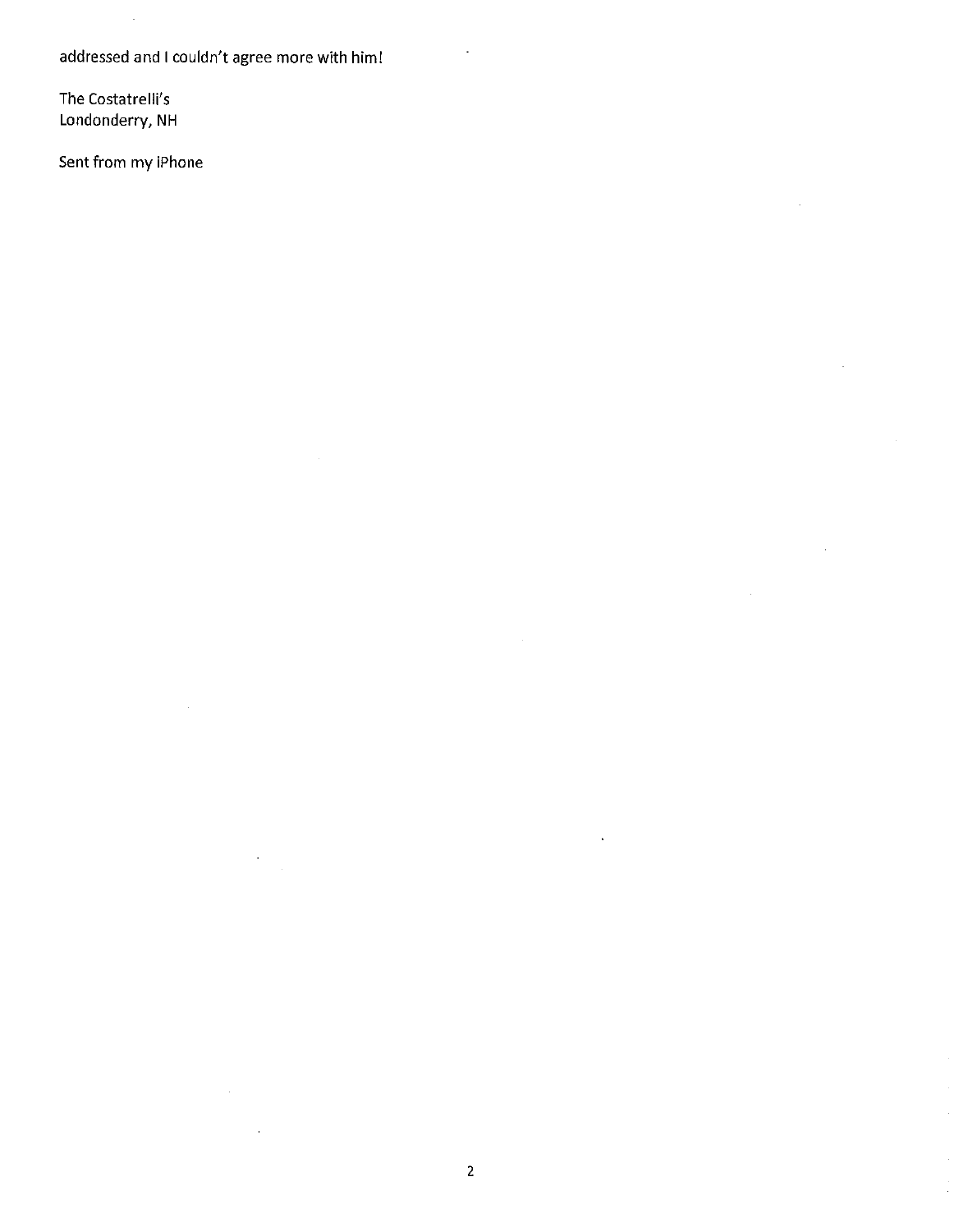addressed and I couldn't agree more with him!

The Costatrelli's
Londonderry, NH

Sent from my iPhone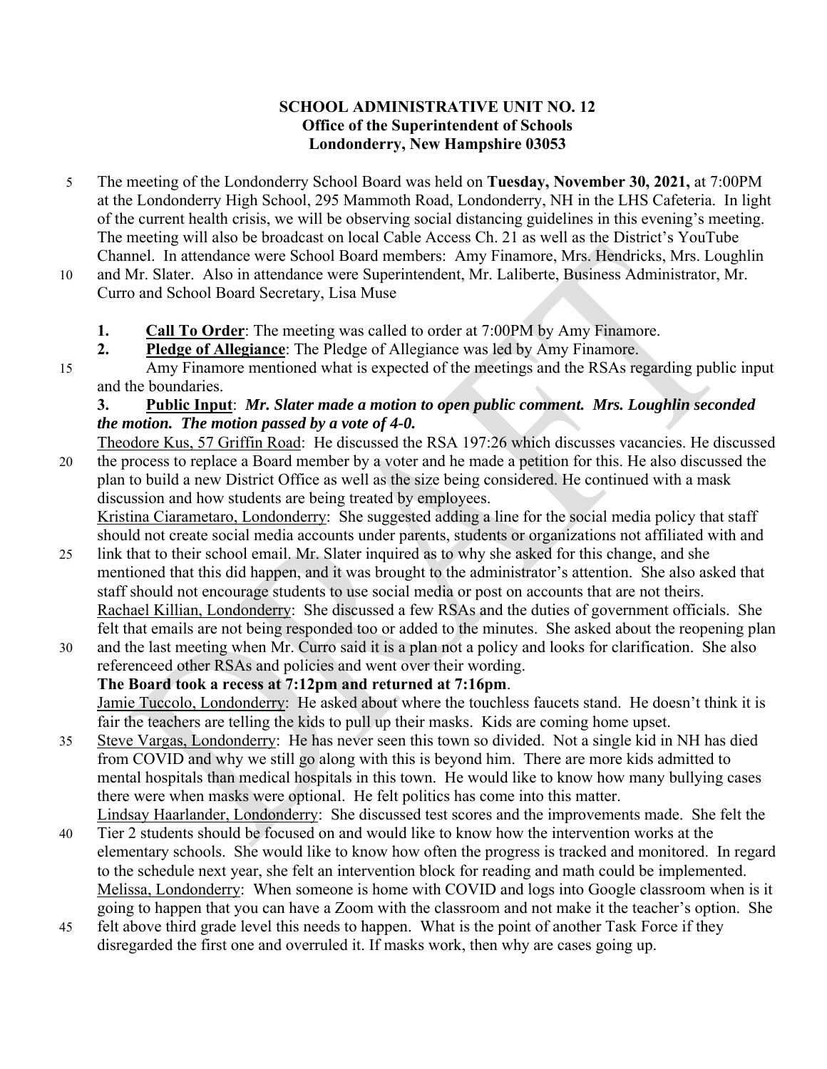**SCHOOL ADMINISTRATIVE UNIT NO. 12**
**Office of the Superintendent of Schools**
**Londonderry, New Hampshire 03053**

The meeting of the Londonderry School Board was held on **Tuesday, November 30, 2021,** at 7:00PM at the Londonderry High School, 295 Mammoth Road, Londonderry, NH in the LHS Cafeteria. In light of the current health crisis, we will be observing social distancing guidelines in this evening's meeting. The meeting will also be broadcast on local Cable Access Ch. 21 as well as the District's YouTube Channel. In attendance were School Board members: Amy Finamore, Mrs. Hendricks, Mrs. Loughlin and Mr. Slater. Also in attendance were Superintendent, Mr. Laliberte, Business Administrator, Mr. Curro and School Board Secretary, Lisa Muse

1. **Call To Order**: The meeting was called to order at 7:00PM by Amy Finamore.
2. **Pledge of Allegiance**: The Pledge of Allegiance was led by Amy Finamore.

Amy Finamore mentioned what is expected of the meetings and the RSAs regarding public input and the boundaries.

3. **Public Input**: ***Mr. Slater made a motion to open public comment. Mrs. Loughlin seconded the motion. The motion passed by a vote of 4-0.***

Theodore Kus, 57 Griffin Road: He discussed the RSA 197:26 which discusses vacancies. He discussed the process to replace a Board member by a voter and he made a petition for this. He also discussed the plan to build a new District Office as well as the size being considered. He continued with a mask discussion and how students are being treated by employees.

Kristina Ciarametaro, Londonderry: She suggested adding a line for the social media policy that staff should not create social media accounts under parents, students or organizations not affiliated with and link that to their school email. Mr. Slater inquired as to why she asked for this change, and she mentioned that this did happen, and it was brought to the administrator's attention. She also asked that staff should not encourage students to use social media or post on accounts that are not theirs.

Rachael Killian, Londonderry: She discussed a few RSAs and the duties of government officials. She felt that emails are not being responded too or added to the minutes. She asked about the reopening plan and the last meeting when Mr. Curro said it is a plan not a policy and looks for clarification. She also referenceed other RSAs and policies and went over their wording.

**The Board took a recess at 7:12pm and returned at 7:16pm**.

Jamie Tuccolo, Londonderry: He asked about where the touchless faucets stand. He doesn't think it is fair the teachers are telling the kids to pull up their masks. Kids are coming home upset.

Steve Vargas, Londonderry: He has never seen this town so divided. Not a single kid in NH has died from COVID and why we still go along with this is beyond him. There are more kids admitted to mental hospitals than medical hospitals in this town. He would like to know how many bullying cases there were when masks were optional. He felt politics has come into this matter.

Lindsay Haarlander, Londonderry: She discussed test scores and the improvements made. She felt the Tier 2 students should be focused on and would like to know how the intervention works at the elementary schools. She would like to know how often the progress is tracked and monitored. In regard to the schedule next year, she felt an intervention block for reading and math could be implemented.

Melissa, Londonderry: When someone is home with COVID and logs into Google classroom when is it going to happen that you can have a Zoom with the classroom and not make it the teacher's option. She felt above third grade level this needs to happen. What is the point of another Task Force if they disregarded the first one and overruled it. If masks work, then why are cases going up.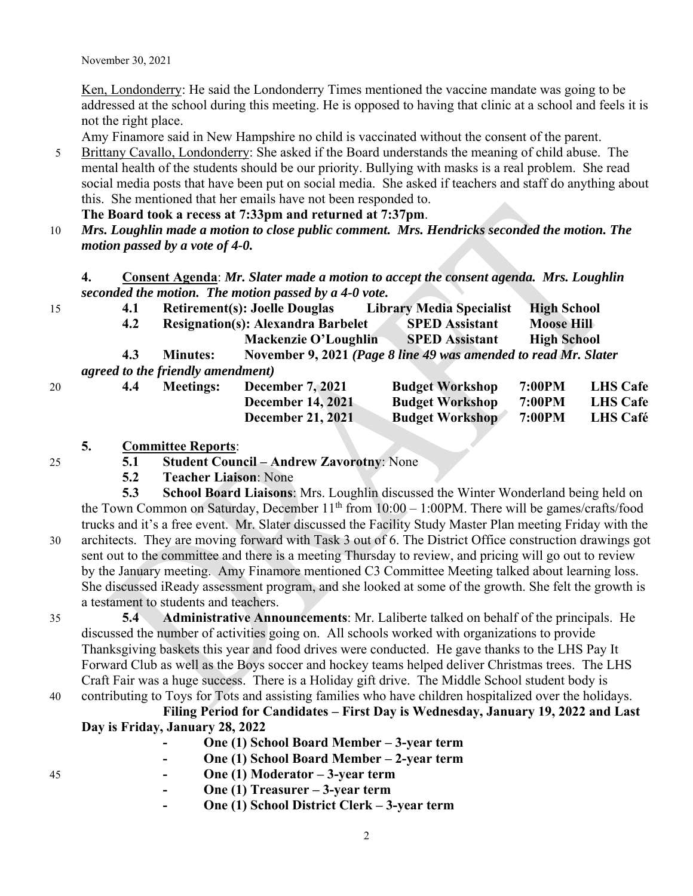November 30, 2021

Ken, Londonderry: He said the Londonderry Times mentioned the vaccine mandate was going to be addressed at the school during this meeting. He is opposed to having that clinic at a school and feels it is not the right place.

Amy Finamore said in New Hampshire no child is vaccinated without the consent of the parent.

Brittany Cavallo, Londonderry: She asked if the Board understands the meaning of child abuse. The mental health of the students should be our priority. Bullying with masks is a real problem. She read social media posts that have been put on social media. She asked if teachers and staff do anything about this. She mentioned that her emails have not been responded to.

**The Board took a recess at 7:33pm and returned at 7:37pm**.

***Mrs. Loughlin made a motion to close public comment. Mrs. Hendricks seconded the motion. The motion passed by a vote of 4-0.***

**4. Consent Agenda**: ***Mr. Slater made a motion to accept the consent agenda. Mrs. Loughlin seconded the motion. The motion passed by a 4-0 vote.***

**4.1 Retirement(s): Joelle Douglas — Library Media Specialist — High School**

**4.2 Resignation(s): Alexandra Barbelet — SPED Assistant — Moose Hill**

**Mackenzie O'Loughlin — SPED Assistant — High School**

**4.3 Minutes: November 9, 2021** ***(Page 8 line 49 was amended to read Mr. Slater agreed to the friendly amendment)***

**4.4 Meetings:**

| | | | |
|---|---|---|---|
| **December 7, 2021** | **Budget Workshop** | **7:00PM** | **LHS Cafe** |
| **December 14, 2021** | **Budget Workshop** | **7:00PM** | **LHS Cafe** |
| **December 21, 2021** | **Budget Workshop** | **7:00PM** | **LHS Café** |

**5. Committee Reports**:

**5.1 Student Council – Andrew Zavorotny**: None

**5.2 Teacher Liaison**: None

**5.3 School Board Liaisons**: Mrs. Loughlin discussed the Winter Wonderland being held on the Town Common on Saturday, December 11th from 10:00 – 1:00PM. There will be games/crafts/food trucks and it's a free event. Mr. Slater discussed the Facility Study Master Plan meeting Friday with the architects. They are moving forward with Task 3 out of 6. The District Office construction drawings got sent out to the committee and there is a meeting Thursday to review, and pricing will go out to review by the January meeting. Amy Finamore mentioned C3 Committee Meeting talked about learning loss. She discussed iReady assessment program, and she looked at some of the growth. She felt the growth is a testament to students and teachers.

**5.4 Administrative Announcements**: Mr. Laliberte talked on behalf of the principals. He discussed the number of activities going on. All schools worked with organizations to provide Thanksgiving baskets this year and food drives were conducted. He gave thanks to the LHS Pay It Forward Club as well as the Boys soccer and hockey teams helped deliver Christmas trees. The LHS Craft Fair was a huge success. There is a Holiday gift drive. The Middle School student body is contributing to Toys for Tots and assisting families who have children hospitalized over the holidays.

**Filing Period for Candidates – First Day is Wednesday, January 19, 2022 and Last Day is Friday, January 28, 2022**

- **One (1) School Board Member – 3-year term**
- **One (1) School Board Member – 2-year term**
- **One (1) Moderator – 3-year term**
- **One (1) Treasurer – 3-year term**
- **One (1) School District Clerk – 3-year term**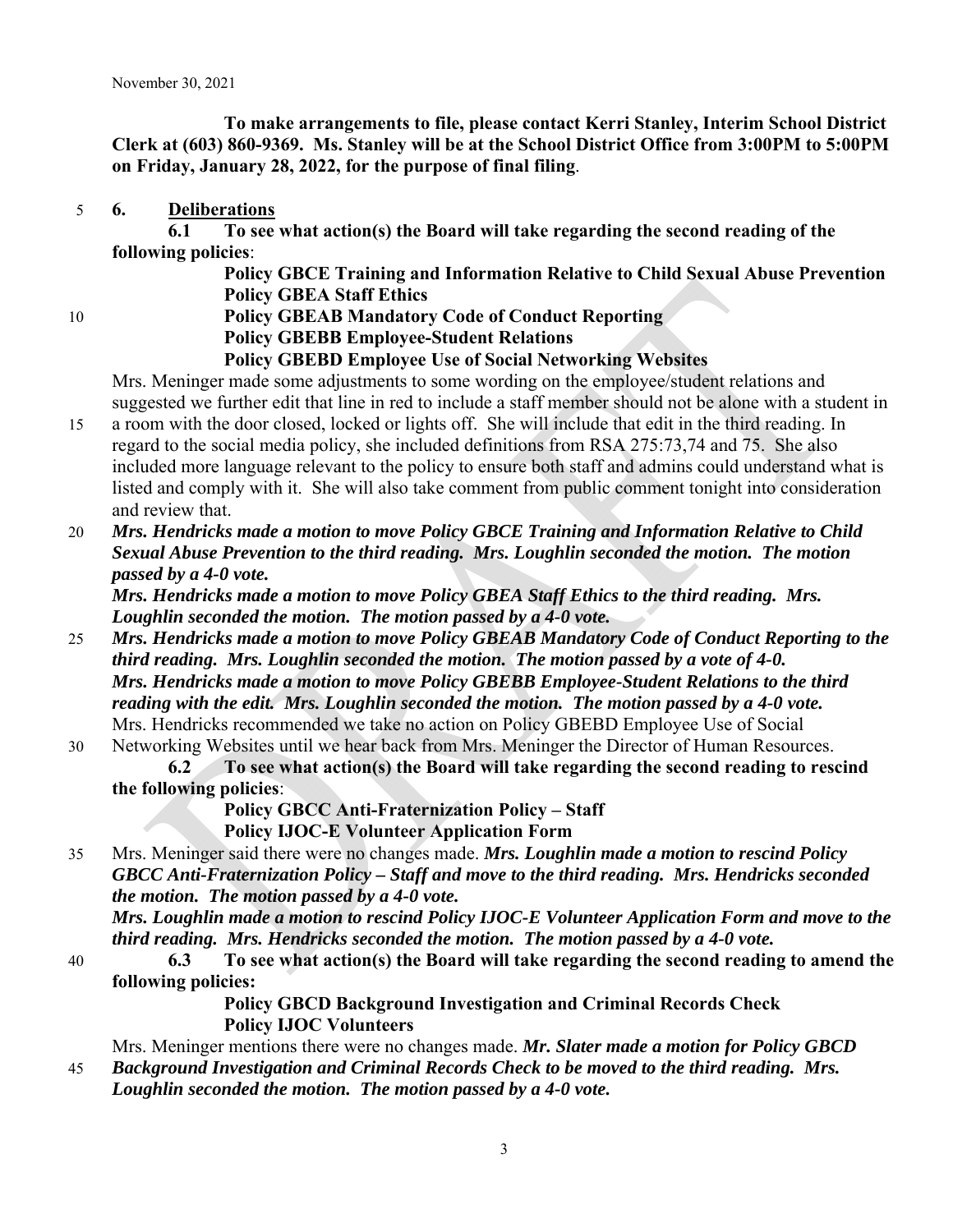November 30, 2021

**To make arrangements to file, please contact Kerri Stanley, Interim School District Clerk at (603) 860-9369. Ms. Stanley will be at the School District Office from 3:00PM to 5:00PM on Friday, January 28, 2022, for the purpose of final filing**.

**6. Deliberations**

**6.1 To see what action(s) the Board will take regarding the second reading of the following policies**:

**Policy GBCE Training and Information Relative to Child Sexual Abuse Prevention**
**Policy GBEA Staff Ethics**
**Policy GBEAB Mandatory Code of Conduct Reporting**
**Policy GBEBB Employee-Student Relations**
**Policy GBEBD Employee Use of Social Networking Websites**

Mrs. Meninger made some adjustments to some wording on the employee/student relations and suggested we further edit that line in red to include a staff member should not be alone with a student in a room with the door closed, locked or lights off. She will include that edit in the third reading. In regard to the social media policy, she included definitions from RSA 275:73,74 and 75. She also included more language relevant to the policy to ensure both staff and admins could understand what is listed and comply with it. She will also take comment from public comment tonight into consideration and review that.

***Mrs. Hendricks made a motion to move Policy GBCE Training and Information Relative to Child Sexual Abuse Prevention to the third reading. Mrs. Loughlin seconded the motion. The motion passed by a 4-0 vote.***

***Mrs. Hendricks made a motion to move Policy GBEA Staff Ethics to the third reading. Mrs. Loughlin seconded the motion. The motion passed by a 4-0 vote.***

***Mrs. Hendricks made a motion to move Policy GBEAB Mandatory Code of Conduct Reporting to the third reading. Mrs. Loughlin seconded the motion. The motion passed by a vote of 4-0.***

***Mrs. Hendricks made a motion to move Policy GBEBB Employee-Student Relations to the third reading with the edit. Mrs. Loughlin seconded the motion. The motion passed by a 4-0 vote.***

Mrs. Hendricks recommended we take no action on Policy GBEBD Employee Use of Social Networking Websites until we hear back from Mrs. Meninger the Director of Human Resources.

**6.2 To see what action(s) the Board will take regarding the second reading to rescind the following policies**:

**Policy GBCC Anti-Fraternization Policy – Staff**
**Policy IJOC-E Volunteer Application Form**

Mrs. Meninger said there were no changes made. ***Mrs. Loughlin made a motion to rescind Policy GBCC Anti-Fraternization Policy – Staff and move to the third reading. Mrs. Hendricks seconded the motion. The motion passed by a 4-0 vote.***

***Mrs. Loughlin made a motion to rescind Policy IJOC-E Volunteer Application Form and move to the third reading. Mrs. Hendricks seconded the motion. The motion passed by a 4-0 vote.***

**6.3 To see what action(s) the Board will take regarding the second reading to amend the following policies:**

**Policy GBCD Background Investigation and Criminal Records Check**
**Policy IJOC Volunteers**

Mrs. Meninger mentions there were no changes made. ***Mr. Slater made a motion for Policy GBCD Background Investigation and Criminal Records Check to be moved to the third reading. Mrs. Loughlin seconded the motion. The motion passed by a 4-0 vote.***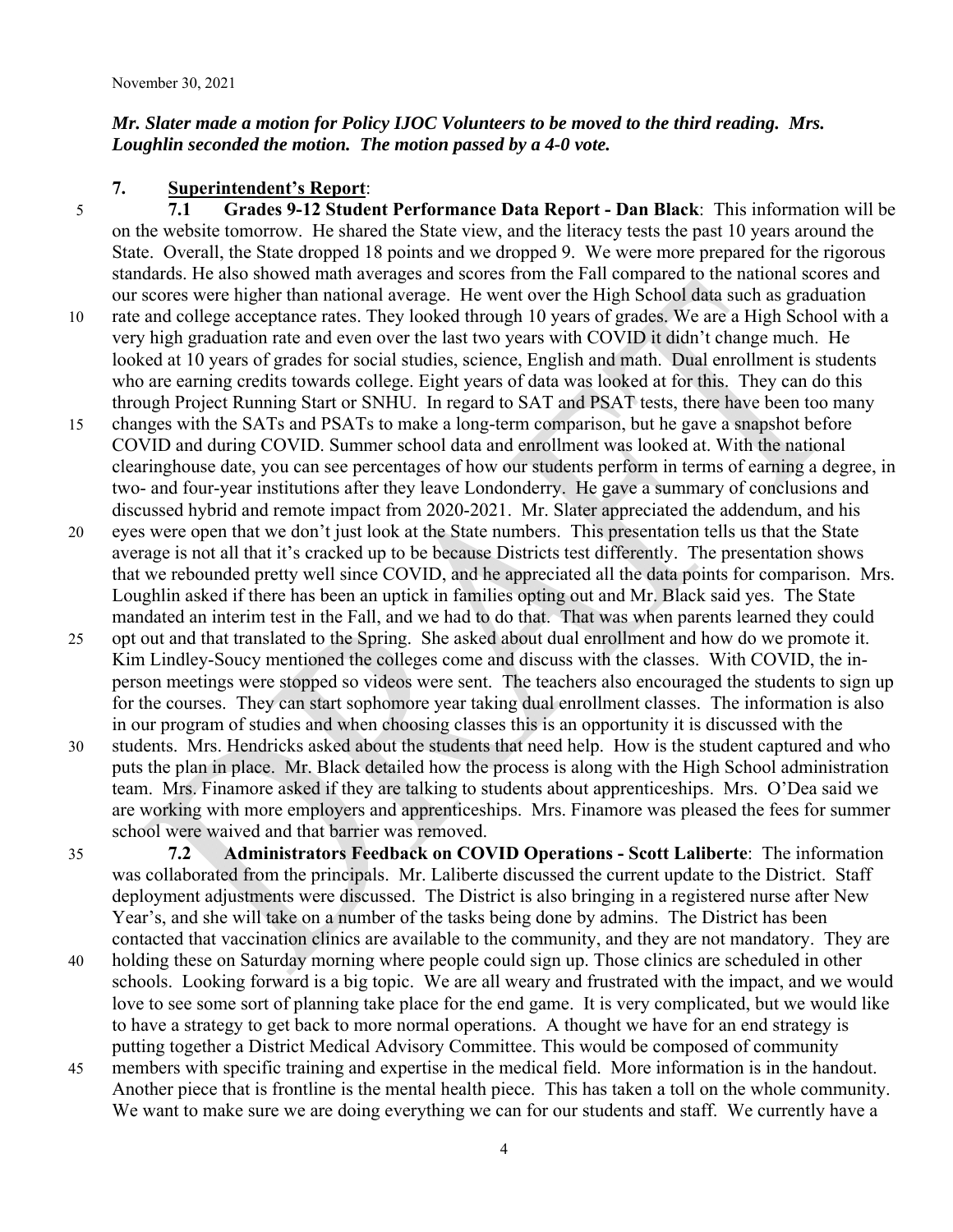*Mr. Slater made a motion for Policy IJOC Volunteers to be moved to the third reading. Mrs. Loughlin seconded the motion. The motion passed by a 4-0 vote.*

## 7. Superintendent's Report:

**7.1 Grades 9-12 Student Performance Data Report - Dan Black**: This information will be on the website tomorrow. He shared the State view, and the literacy tests the past 10 years around the State. Overall, the State dropped 18 points and we dropped 9. We were more prepared for the rigorous standards. He also showed math averages and scores from the Fall compared to the national scores and our scores were higher than national average. He went over the High School data such as graduation rate and college acceptance rates. They looked through 10 years of grades. We are a High School with a very high graduation rate and even over the last two years with COVID it didn't change much. He looked at 10 years of grades for social studies, science, English and math. Dual enrollment is students who are earning credits towards college. Eight years of data was looked at for this. They can do this through Project Running Start or SNHU. In regard to SAT and PSAT tests, there have been too many changes with the SATs and PSATs to make a long-term comparison, but he gave a snapshot before COVID and during COVID. Summer school data and enrollment was looked at. With the national clearinghouse date, you can see percentages of how our students perform in terms of earning a degree, in two- and four-year institutions after they leave Londonderry. He gave a summary of conclusions and discussed hybrid and remote impact from 2020-2021. Mr. Slater appreciated the addendum, and his eyes were open that we don't just look at the State numbers. This presentation tells us that the State average is not all that it's cracked up to be because Districts test differently. The presentation shows that we rebounded pretty well since COVID, and he appreciated all the data points for comparison. Mrs. Loughlin asked if there has been an uptick in families opting out and Mr. Black said yes. The State mandated an interim test in the Fall, and we had to do that. That was when parents learned they could opt out and that translated to the Spring. She asked about dual enrollment and how do we promote it. Kim Lindley-Soucy mentioned the colleges come and discuss with the classes. With COVID, the in-person meetings were stopped so videos were sent. The teachers also encouraged the students to sign up for the courses. They can start sophomore year taking dual enrollment classes. The information is also in our program of studies and when choosing classes this is an opportunity it is discussed with the students. Mrs. Hendricks asked about the students that need help. How is the student captured and who puts the plan in place. Mr. Black detailed how the process is along with the High School administration team. Mrs. Finamore asked if they are talking to students about apprenticeships. Mrs. O'Dea said we are working with more employers and apprenticeships. Mrs. Finamore was pleased the fees for summer school were waived and that barrier was removed.

**7.2 Administrators Feedback on COVID Operations - Scott Laliberte**: The information was collaborated from the principals. Mr. Laliberte discussed the current update to the District. Staff deployment adjustments were discussed. The District is also bringing in a registered nurse after New Year's, and she will take on a number of the tasks being done by admins. The District has been contacted that vaccination clinics are available to the community, and they are not mandatory. They are holding these on Saturday morning where people could sign up. Those clinics are scheduled in other schools. Looking forward is a big topic. We are all weary and frustrated with the impact, and we would love to see some sort of planning take place for the end game. It is very complicated, but we would like to have a strategy to get back to more normal operations. A thought we have for an end strategy is putting together a District Medical Advisory Committee. This would be composed of community members with specific training and expertise in the medical field. More information is in the handout. Another piece that is frontline is the mental health piece. This has taken a toll on the whole community. We want to make sure we are doing everything we can for our students and staff. We currently have a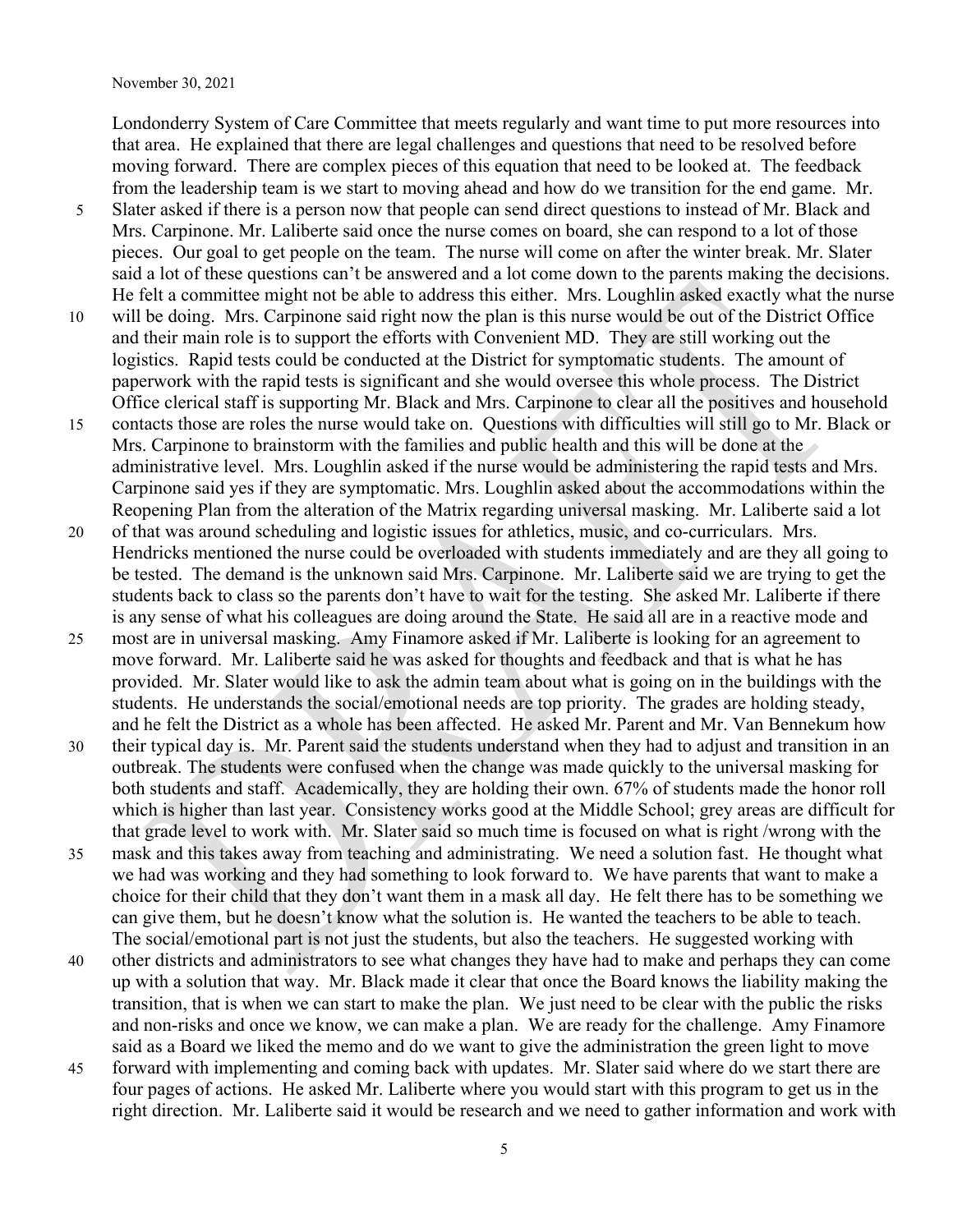Londonderry System of Care Committee that meets regularly and want time to put more resources into that area. He explained that there are legal challenges and questions that need to be resolved before moving forward. There are complex pieces of this equation that need to be looked at. The feedback from the leadership team is we start to moving ahead and how do we transition for the end game. Mr. Slater asked if there is a person now that people can send direct questions to instead of Mr. Black and Mrs. Carpinone. Mr. Laliberte said once the nurse comes on board, she can respond to a lot of those pieces. Our goal to get people on the team. The nurse will come on after the winter break. Mr. Slater said a lot of these questions can't be answered and a lot come down to the parents making the decisions. He felt a committee might not be able to address this either. Mrs. Loughlin asked exactly what the nurse will be doing. Mrs. Carpinone said right now the plan is this nurse would be out of the District Office and their main role is to support the efforts with Convenient MD. They are still working out the logistics. Rapid tests could be conducted at the District for symptomatic students. The amount of paperwork with the rapid tests is significant and she would oversee this whole process. The District Office clerical staff is supporting Mr. Black and Mrs. Carpinone to clear all the positives and household contacts those are roles the nurse would take on. Questions with difficulties will still go to Mr. Black or Mrs. Carpinone to brainstorm with the families and public health and this will be done at the administrative level. Mrs. Loughlin asked if the nurse would be administering the rapid tests and Mrs. Carpinone said yes if they are symptomatic. Mrs. Loughlin asked about the accommodations within the Reopening Plan from the alteration of the Matrix regarding universal masking. Mr. Laliberte said a lot of that was around scheduling and logistic issues for athletics, music, and co-curriculars. Mrs. Hendricks mentioned the nurse could be overloaded with students immediately and are they all going to be tested. The demand is the unknown said Mrs. Carpinone. Mr. Laliberte said we are trying to get the students back to class so the parents don't have to wait for the testing. She asked Mr. Laliberte if there is any sense of what his colleagues are doing around the State. He said all are in a reactive mode and most are in universal masking. Amy Finamore asked if Mr. Laliberte is looking for an agreement to move forward. Mr. Laliberte said he was asked for thoughts and feedback and that is what he has provided. Mr. Slater would like to ask the admin team about what is going on in the buildings with the students. He understands the social/emotional needs are top priority. The grades are holding steady, and he felt the District as a whole has been affected. He asked Mr. Parent and Mr. Van Bennekum how their typical day is. Mr. Parent said the students understand when they had to adjust and transition in an outbreak. The students were confused when the change was made quickly to the universal masking for both students and staff. Academically, they are holding their own. 67% of students made the honor roll which is higher than last year. Consistency works good at the Middle School; grey areas are difficult for that grade level to work with. Mr. Slater said so much time is focused on what is right /wrong with the mask and this takes away from teaching and administrating. We need a solution fast. He thought what we had was working and they had something to look forward to. We have parents that want to make a choice for their child that they don't want them in a mask all day. He felt there has to be something we can give them, but he doesn't know what the solution is. He wanted the teachers to be able to teach. The social/emotional part is not just the students, but also the teachers. He suggested working with other districts and administrators to see what changes they have had to make and perhaps they can come up with a solution that way. Mr. Black made it clear that once the Board knows the liability making the transition, that is when we can start to make the plan. We just need to be clear with the public the risks and non-risks and once we know, we can make a plan. We are ready for the challenge. Amy Finamore said as a Board we liked the memo and do we want to give the administration the green light to move forward with implementing and coming back with updates. Mr. Slater said where do we start there are four pages of actions. He asked Mr. Laliberte where you would start with this program to get us in the right direction. Mr. Laliberte said it would be research and we need to gather information and work with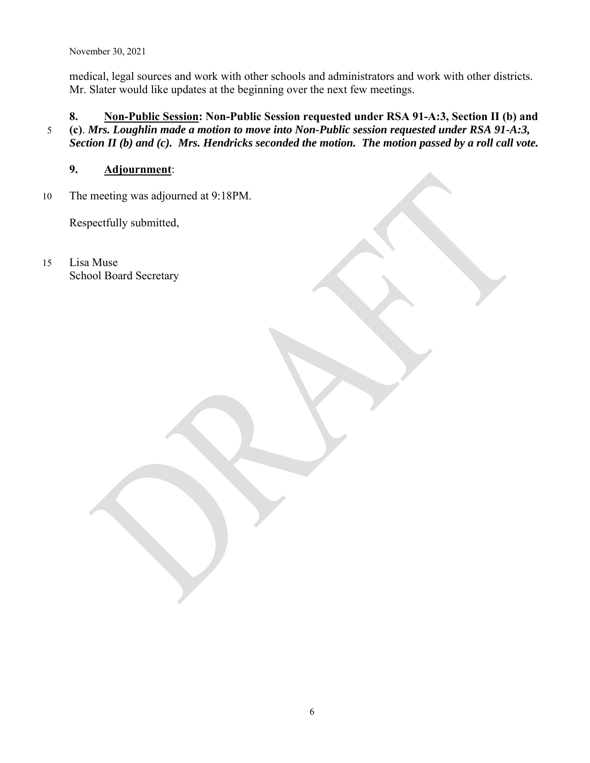medical, legal sources and work with other schools and administrators and work with other districts. Mr. Slater would like updates at the beginning over the next few meetings.

**8. Non-Public Session: Non-Public Session requested under RSA 91-A:3, Section II (b) and (c)**. ***Mrs. Loughlin made a motion to move into Non-Public session requested under RSA 91-A:3, Section II (b) and (c). Mrs. Hendricks seconded the motion. The motion passed by a roll call vote.***

**9. Adjournment**:

The meeting was adjourned at 9:18PM.

Respectfully submitted,

Lisa Muse
School Board Secretary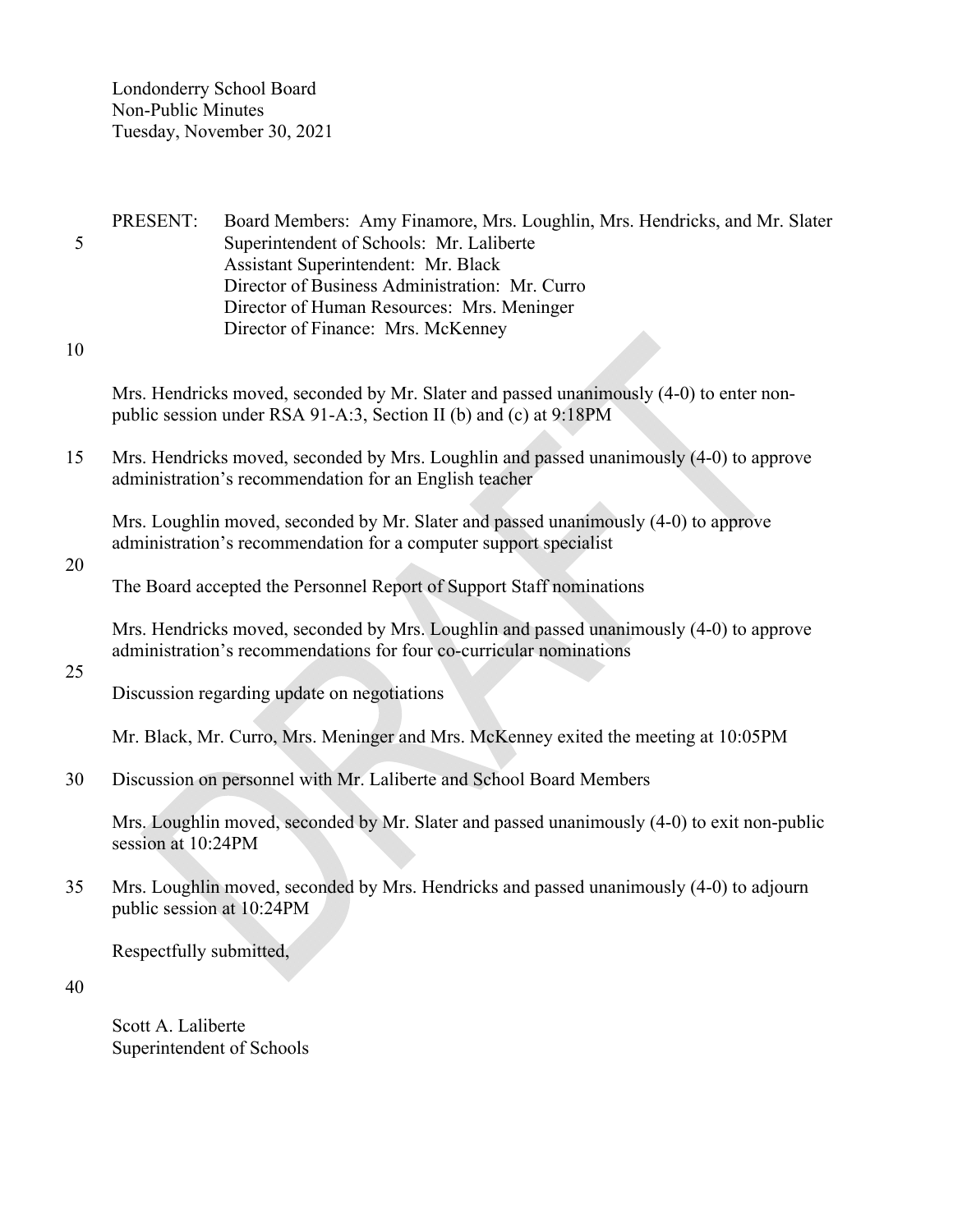Londonderry School Board
Non-Public Minutes
Tuesday, November 30, 2021

PRESENT: Board Members: Amy Finamore, Mrs. Loughlin, Mrs. Hendricks, and Mr. Slater
Superintendent of Schools: Mr. Laliberte
Assistant Superintendent: Mr. Black
Director of Business Administration: Mr. Curro
Director of Human Resources: Mrs. Meninger
Director of Finance: Mrs. McKenney

Mrs. Hendricks moved, seconded by Mr. Slater and passed unanimously (4-0) to enter non-public session under RSA 91-A:3, Section II (b) and (c) at 9:18PM

Mrs. Hendricks moved, seconded by Mrs. Loughlin and passed unanimously (4-0) to approve administration's recommendation for an English teacher

Mrs. Loughlin moved, seconded by Mr. Slater and passed unanimously (4-0) to approve administration's recommendation for a computer support specialist

The Board accepted the Personnel Report of Support Staff nominations

Mrs. Hendricks moved, seconded by Mrs. Loughlin and passed unanimously (4-0) to approve administration's recommendations for four co-curricular nominations

Discussion regarding update on negotiations

Mr. Black, Mr. Curro, Mrs. Meninger and Mrs. McKenney exited the meeting at 10:05PM

Discussion on personnel with Mr. Laliberte and School Board Members

Mrs. Loughlin moved, seconded by Mr. Slater and passed unanimously (4-0) to exit non-public session at 10:24PM

Mrs. Loughlin moved, seconded by Mrs. Hendricks and passed unanimously (4-0) to adjourn public session at 10:24PM

Respectfully submitted,

Scott A. Laliberte
Superintendent of Schools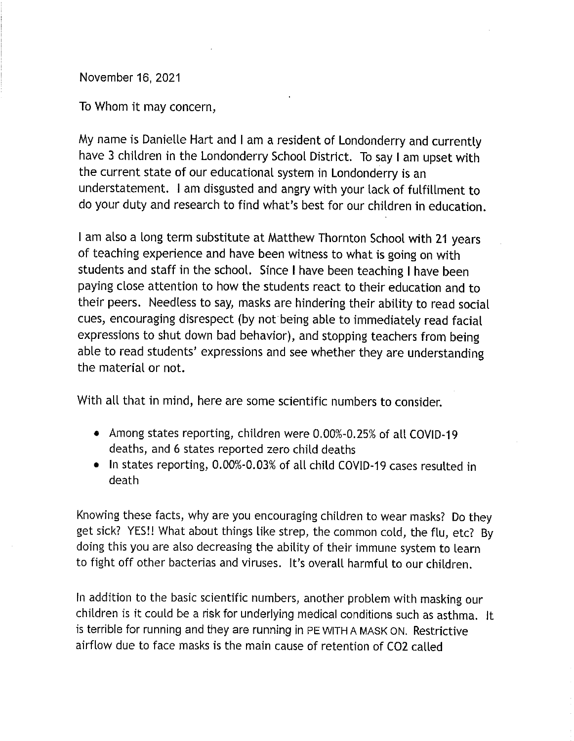November 16, 2021

To Whom it may concern,

My name is Danielle Hart and I am a resident of Londonderry and currently have 3 children in the Londonderry School District. To say I am upset with the current state of our educational system in Londonderry is an understatement. I am disgusted and angry with your lack of fulfillment to do your duty and research to find what's best for our children in education.

I am also a long term substitute at Matthew Thornton School with 21 years of teaching experience and have been witness to what is going on with students and staff in the school. Since I have been teaching I have been paying close attention to how the students react to their education and to their peers. Needless to say, masks are hindering their ability to read social cues, encouraging disrespect (by not being able to immediately read facial expressions to shut down bad behavior), and stopping teachers from being able to read students' expressions and see whether they are understanding the material or not.

With all that in mind, here are some scientific numbers to consider.

- Among states reporting, children were 0.00%-0.25% of all COVID-19 deaths, and 6 states reported zero child deaths
- In states reporting, 0.00%-0.03% of all child COVID-19 cases resulted in death

Knowing these facts, why are you encouraging children to wear masks? Do they get sick? YES!! What about things like strep, the common cold, the flu, etc? By doing this you are also decreasing the ability of their immune system to learn to fight off other bacterias and viruses. It's overall harmful to our children.

In addition to the basic scientific numbers, another problem with masking our children is it could be a risk for underlying medical conditions such as asthma. It is terrible for running and they are running in PE WITH A MASK ON. Restrictive airflow due to face masks is the main cause of retention of $CO_2$ called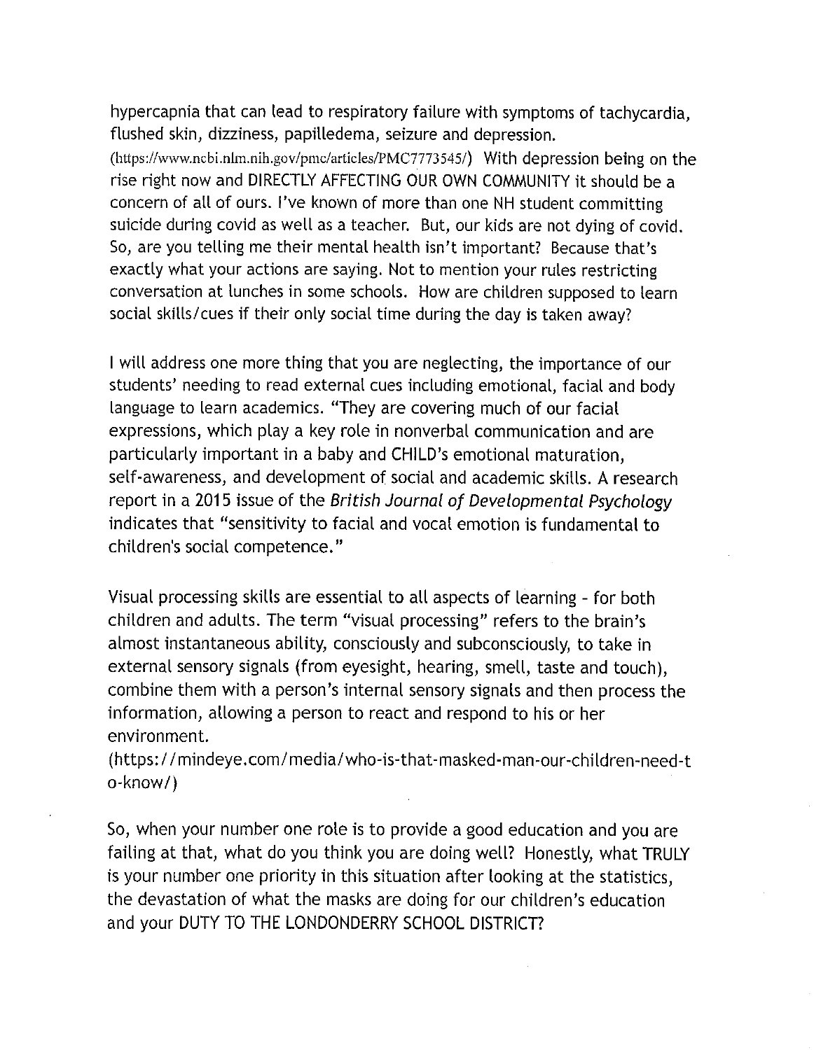hypercapnia that can lead to respiratory failure with symptoms of tachycardia, flushed skin, dizziness, papilledema, seizure and depression. (https://www.ncbi.nlm.nih.gov/pmc/articles/PMC7773545/) With depression being on the rise right now and DIRECTLY AFFECTING OUR OWN COMMUNITY it should be a concern of all of ours. I've known of more than one NH student committing suicide during covid as well as a teacher. But, our kids are not dying of covid. So, are you telling me their mental health isn't important? Because that's exactly what your actions are saying. Not to mention your rules restricting conversation at lunches in some schools. How are children supposed to learn social skills/cues if their only social time during the day is taken away?

I will address one more thing that you are neglecting, the importance of our students' needing to read external cues including emotional, facial and body language to learn academics. "They are covering much of our facial expressions, which play a key role in nonverbal communication and are particularly important in a baby and CHILD's emotional maturation, self-awareness, and development of social and academic skills. A research report in a 2015 issue of the *British Journal of Developmental Psychology* indicates that "sensitivity to facial and vocal emotion is fundamental to children's social competence."

Visual processing skills are essential to all aspects of learning - for both children and adults. The term "visual processing" refers to the brain's almost instantaneous ability, consciously and subconsciously, to take in external sensory signals (from eyesight, hearing, smell, taste and touch), combine them with a person's internal sensory signals and then process the information, allowing a person to react and respond to his or her environment.
(https://mindeye.com/media/who-is-that-masked-man-our-children-need-to-know/)

So, when your number one role is to provide a good education and you are failing at that, what do you think you are doing well? Honestly, what TRULY is your number one priority in this situation after looking at the statistics, the devastation of what the masks are doing for our children's education and your DUTY TO THE LONDONDERRY SCHOOL DISTRICT?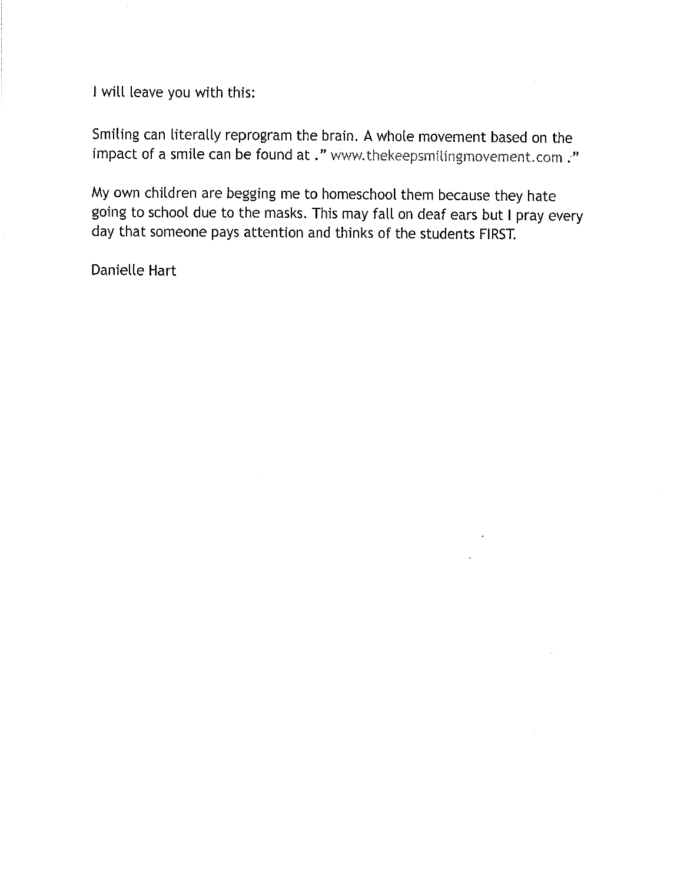I will leave you with this:

Smiling can literally reprogram the brain. A whole movement based on the impact of a smile can be found at ." www.thekeepsmilingmovement.com ."

My own children are begging me to homeschool them because they hate going to school due to the masks. This may fall on deaf ears but I pray every day that someone pays attention and thinks of the students FIRST.

Danielle Hart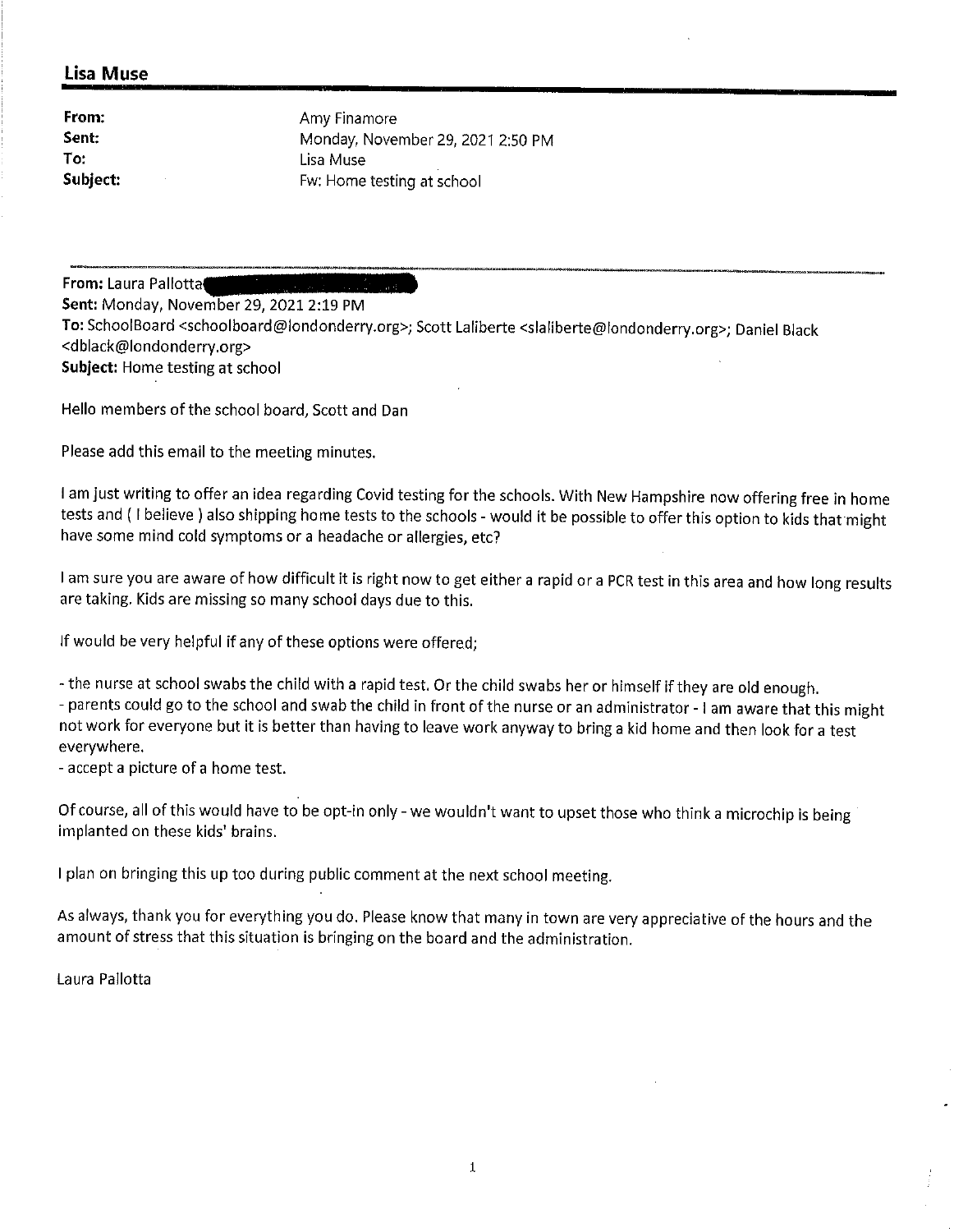## Lisa Muse

| | |
|---|---|
| **From:** | Amy Finamore |
| **Sent:** | Monday, November 29, 2021 2:50 PM |
| **To:** | Lisa Muse |
| **Subject:** | Fw: Home testing at school |

---

**From:** Laura Pallotta

**Sent:** Monday, November 29, 2021 2:19 PM

**To:** SchoolBoard <schoolboard@londonderry.org>; Scott Laliberte <slaliberte@londonderry.org>; Daniel Black <dblack@londonderry.org>

**Subject:** Home testing at school

Hello members of the school board, Scott and Dan

Please add this email to the meeting minutes.

I am just writing to offer an idea regarding Covid testing for the schools. With New Hampshire now offering free in home tests and ( I believe ) also shipping home tests to the schools - would it be possible to offer this option to kids that might have some mind cold symptoms or a headache or allergies, etc?

I am sure you are aware of how difficult it is right now to get either a rapid or a PCR test in this area and how long results are taking. Kids are missing so many school days due to this.

If would be very helpful if any of these options were offered;

- the nurse at school swabs the child with a rapid test. Or the child swabs her or himself if they are old enough.
- parents could go to the school and swab the child in front of the nurse or an administrator - I am aware that this might not work for everyone but it is better than having to leave work anyway to bring a kid home and then look for a test everywhere.
- accept a picture of a home test.

Of course, all of this would have to be opt-in only - we wouldn't want to upset those who think a microchip is being implanted on these kids' brains.

I plan on bringing this up too during public comment at the next school meeting.

As always, thank you for everything you do. Please know that many in town are very appreciative of the hours and the amount of stress that this situation is bringing on the board and the administration.

Laura Pallotta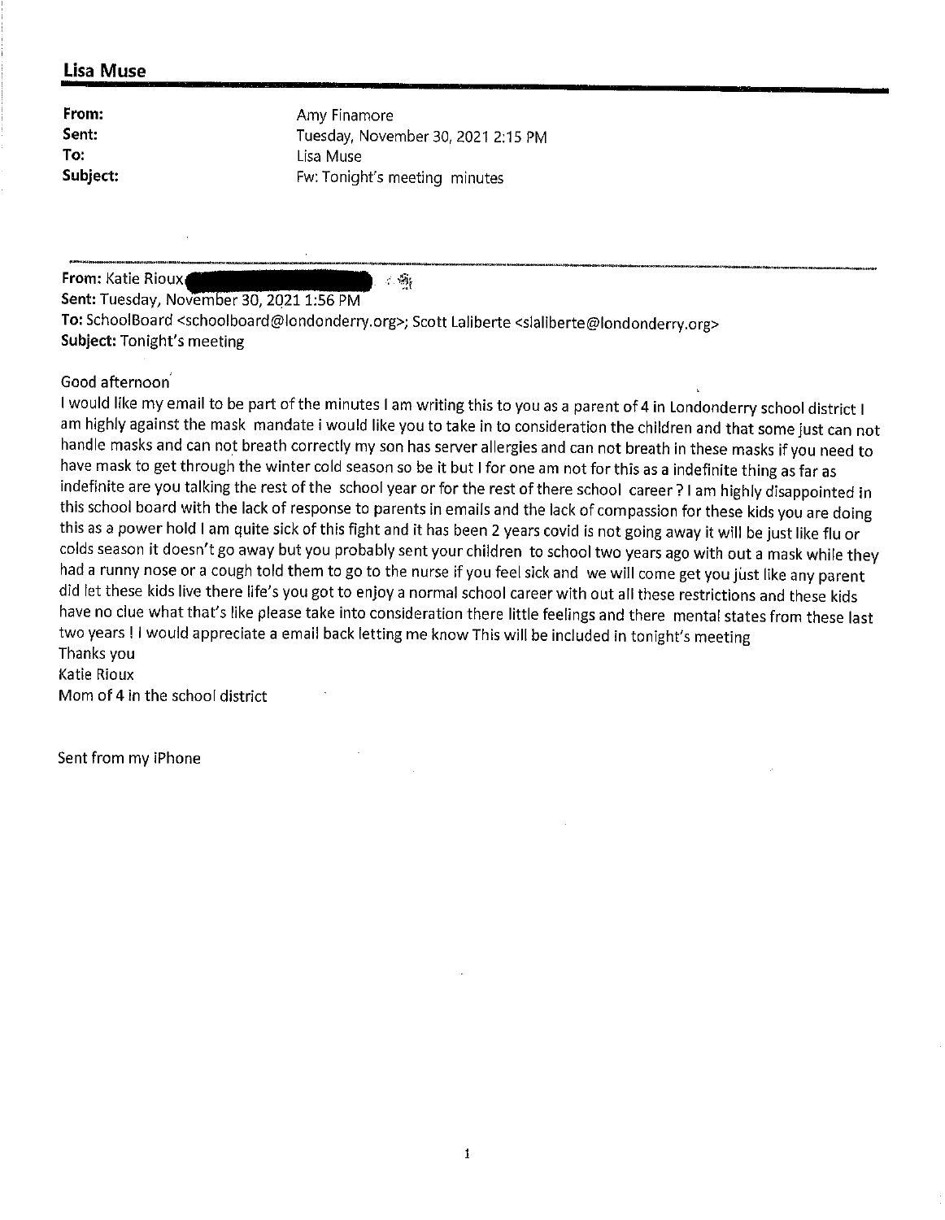**Lisa Muse**

**From:** Amy Finamore
**Sent:** Tuesday, November 30, 2021 2:15 PM
**To:** Lisa Muse
**Subject:** Fw: Tonight's meeting minutes

---

**From:** Katie Rioux
**Sent:** Tuesday, November 30, 2021 1:56 PM
**To:** SchoolBoard <schoolboard@londonderry.org>; Scott Laliberte <slaliberte@londonderry.org>
**Subject:** Tonight's meeting

Good afternoon
I would like my email to be part of the minutes I am writing this to you as a parent of 4 in Londonderry school district I am highly against the mask mandate i would like you to take in to consideration the children and that some just can not handle masks and can not breath correctly my son has server allergies and can not breath in these masks if you need to have mask to get through the winter cold season so be it but I for one am not for this as a indefinite thing as far as indefinite are you talking the rest of the school year or for the rest of there school career ? I am highly disappointed in this school board with the lack of response to parents in emails and the lack of compassion for these kids you are doing this as a power hold I am quite sick of this fight and it has been 2 years covid is not going away it will be just like flu or colds season it doesn't go away but you probably sent your children to school two years ago with out a mask while they had a runny nose or a cough told them to go to the nurse if you feel sick and we will come get you just like any parent did let these kids live there life's you got to enjoy a normal school career with out all these restrictions and these kids have no clue what that's like please take into consideration there little feelings and there mental states from these last two years ! I would appreciate a email back letting me know This will be included in tonight's meeting
Thanks you
Katie Rioux
Mom of 4 in the school district

Sent from my iPhone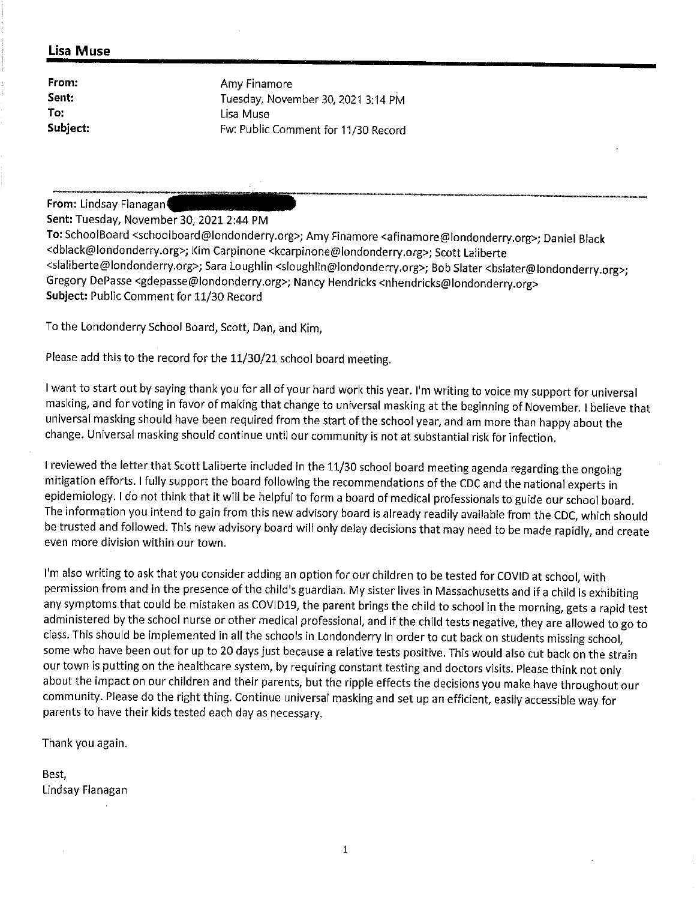## Lisa Muse

**From:** Amy Finamore
**Sent:** Tuesday, November 30, 2021 3:14 PM
**To:** Lisa Muse
**Subject:** Fw: Public Comment for 11/30 Record

---

**From:** Lindsay Flanagan
**Sent:** Tuesday, November 30, 2021 2:44 PM
**To:** SchoolBoard <schoolboard@londonderry.org>; Amy Finamore <afinamore@londonderry.org>; Daniel Black <dblack@londonderry.org>; Kim Carpinone <kcarpinone@londonderry.org>; Scott Laliberte <slaliberte@londonderry.org>; Sara Loughlin <sloughlin@londonderry.org>; Bob Slater <bslater@londonderry.org>; Gregory DePasse <gdepasse@londonderry.org>; Nancy Hendricks <nhendricks@londonderry.org>
**Subject:** Public Comment for 11/30 Record

To the Londonderry School Board, Scott, Dan, and Kim,

Please add this to the record for the 11/30/21 school board meeting.

I want to start out by saying thank you for all of your hard work this year. I'm writing to voice my support for universal masking, and for voting in favor of making that change to universal masking at the beginning of November. I believe that universal masking should have been required from the start of the school year, and am more than happy about the change. Universal masking should continue until our community is not at substantial risk for infection.

I reviewed the letter that Scott Laliberte included in the 11/30 school board meeting agenda regarding the ongoing mitigation efforts. I fully support the board following the recommendations of the CDC and the national experts in epidemiology. I do not think that it will be helpful to form a board of medical professionals to guide our school board. The information you intend to gain from this new advisory board is already readily available from the CDC, which should be trusted and followed. This new advisory board will only delay decisions that may need to be made rapidly, and create even more division within our town.

I'm also writing to ask that you consider adding an option for our children to be tested for COVID at school, with permission from and in the presence of the child's guardian. My sister lives in Massachusetts and if a child is exhibiting any symptoms that could be mistaken as COVID19, the parent brings the child to school in the morning, gets a rapid test administered by the school nurse or other medical professional, and if the child tests negative, they are allowed to go to class. This should be implemented in all the schools in Londonderry in order to cut back on students missing school, some who have been out for up to 20 days just because a relative tests positive. This would also cut back on the strain our town is putting on the healthcare system, by requiring constant testing and doctors visits. Please think not only about the impact on our children and their parents, but the ripple effects the decisions you make have throughout our community. Please do the right thing. Continue universal masking and set up an efficient, easily accessible way for parents to have their kids tested each day as necessary.

Thank you again.

Best,
Lindsay Flanagan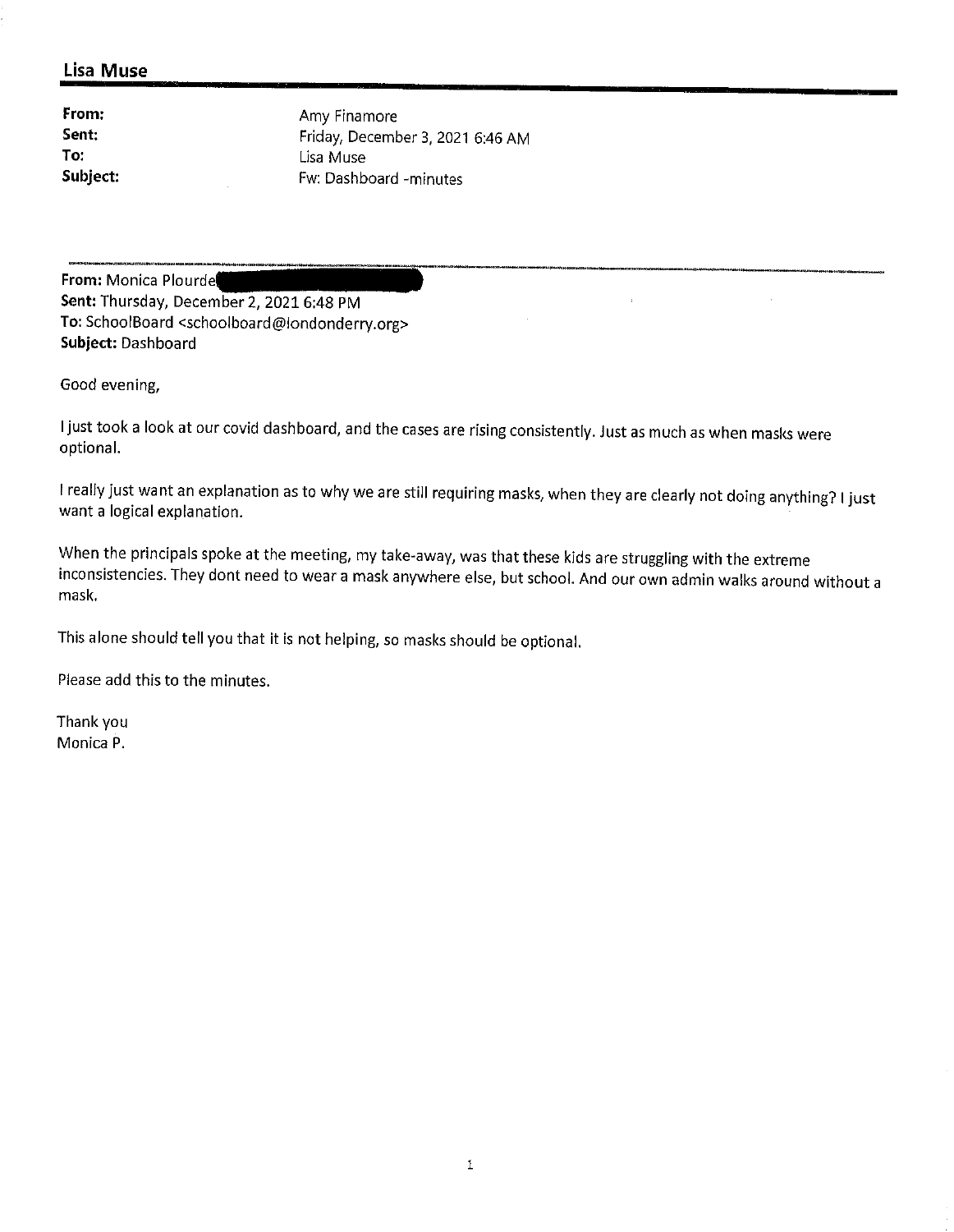## Lisa Muse

**From:** Amy Finamore
**Sent:** Friday, December 3, 2021 6:46 AM
**To:** Lisa Muse
**Subject:** Fw: Dashboard -minutes

---

**From:** Monica Plourde
**Sent:** Thursday, December 2, 2021 6:48 PM
**To:** SchoolBoard <schoolboard@londonderry.org>
**Subject:** Dashboard

Good evening,

I just took a look at our covid dashboard, and the cases are rising consistently. Just as much as when masks were optional.

I really just want an explanation as to why we are still requiring masks, when they are clearly not doing anything? I just want a logical explanation.

When the principals spoke at the meeting, my take-away, was that these kids are struggling with the extreme inconsistencies. They dont need to wear a mask anywhere else, but school. And our own admin walks around without a mask.

This alone should tell you that it is not helping, so masks should be optional.

Please add this to the minutes.

Thank you
Monica P.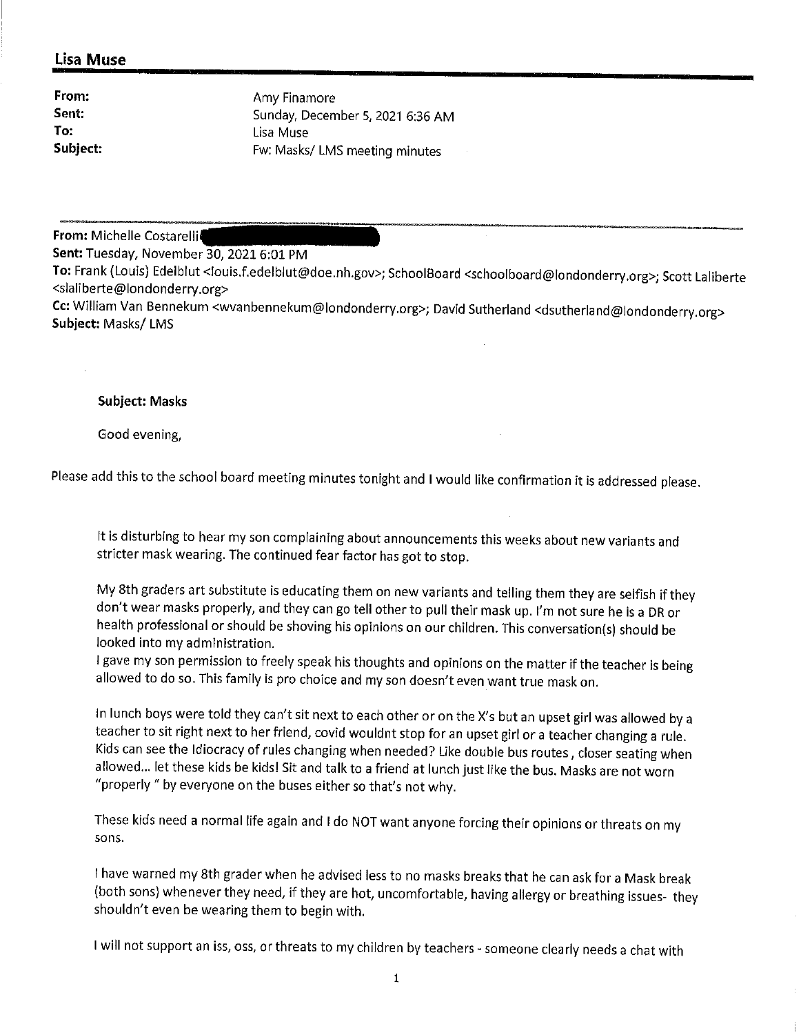## Lisa Muse

**From:** Amy Finamore
**Sent:** Sunday, December 5, 2021 6:36 AM
**To:** Lisa Muse
**Subject:** Fw: Masks/ LMS meeting minutes

---

**From:** Michelle Costarelli
**Sent:** Tuesday, November 30, 2021 6:01 PM
**To:** Frank (Louis) Edelblut <louis.f.edelblut@doe.nh.gov>; SchoolBoard <schoolboard@londonderry.org>; Scott Laliberte <slaliberte@londonderry.org>
**Cc:** William Van Bennekum <wvanbennekum@londonderry.org>; David Sutherland <dsutherland@londonderry.org>
**Subject:** Masks/ LMS

**Subject: Masks**

Good evening,

Please add this to the school board meeting minutes tonight and I would like confirmation it is addressed please.

It is disturbing to hear my son complaining about announcements this weeks about new variants and stricter mask wearing. The continued fear factor has got to stop.

My 8th graders art substitute is educating them on new variants and telling them they are selfish if they don't wear masks properly, and they can go tell other to pull their mask up. I'm not sure he is a DR or health professional or should be shoving his opinions on our children. This conversation(s) should be looked into my administration.
I gave my son permission to freely speak his thoughts and opinions on the matter if the teacher is being allowed to do so. This family is pro choice and my son doesn't even want true mask on.

In lunch boys were told they can't sit next to each other or on the X's but an upset girl was allowed by a teacher to sit right next to her friend, covid wouldnt stop for an upset girl or a teacher changing a rule. Kids can see the Idiocracy of rules changing when needed? Like double bus routes, closer seating when allowed... let these kids be kids! Sit and talk to a friend at lunch just like the bus. Masks are not worn "properly " by everyone on the buses either so that's not why.

These kids need a normal life again and I do NOT want anyone forcing their opinions or threats on my sons.

I have warned my 8th grader when he advised less to no masks breaks that he can ask for a Mask break (both sons) whenever they need, if they are hot, uncomfortable, having allergy or breathing issues- they shouldn't even be wearing them to begin with.

I will not support an iss, oss, or threats to my children by teachers - someone clearly needs a chat with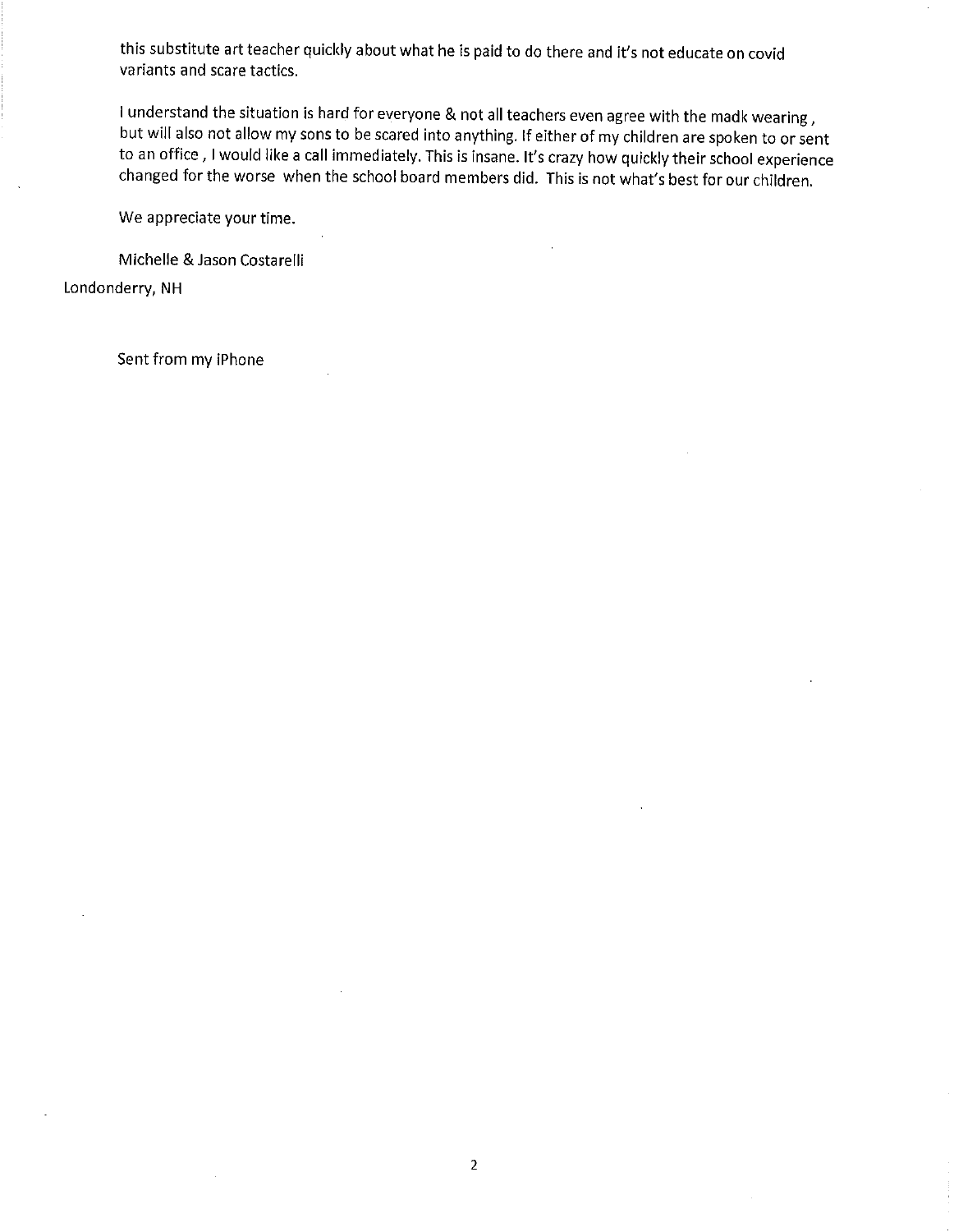this substitute art teacher quickly about what he is paid to do there and it's not educate on covid variants and scare tactics.

I understand the situation is hard for everyone & not all teachers even agree with the madk wearing , but will also not allow my sons to be scared into anything. If either of my children are spoken to or sent to an office , I would like a call immediately. This is insane. It's crazy how quickly their school experience changed for the worse when the school board members did. This is not what's best for our children.

We appreciate your time.

Michelle & Jason Costarelli

Londonderry, NH

Sent from my iPhone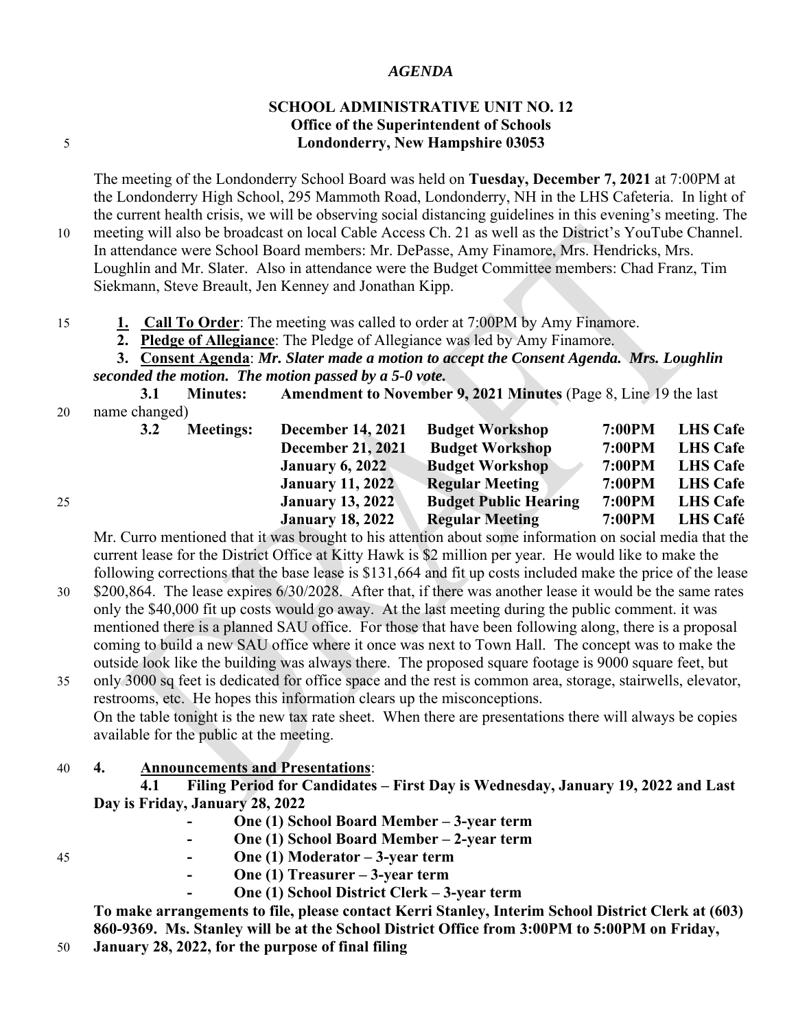*AGENDA*

**SCHOOL ADMINISTRATIVE UNIT NO. 12**
**Office of the Superintendent of Schools**
**Londonderry, New Hampshire 03053**

The meeting of the Londonderry School Board was held on **Tuesday, December 7, 2021** at 7:00PM at the Londonderry High School, 295 Mammoth Road, Londonderry, NH in the LHS Cafeteria. In light of the current health crisis, we will be observing social distancing guidelines in this evening's meeting. The meeting will also be broadcast on local Cable Access Ch. 21 as well as the District's YouTube Channel. In attendance were School Board members: Mr. DePasse, Amy Finamore, Mrs. Hendricks, Mrs. Loughlin and Mr. Slater. Also in attendance were the Budget Committee members: Chad Franz, Tim Siekmann, Steve Breault, Jen Kenney and Jonathan Kipp.

1. **Call To Order**: The meeting was called to order at 7:00PM by Amy Finamore.
2. **Pledge of Allegiance**: The Pledge of Allegiance was led by Amy Finamore.
3. **Consent Agenda**: ***Mr. Slater made a motion to accept the Consent Agenda. Mrs. Loughlin seconded the motion. The motion passed by a 5-0 vote.***

**3.1 Minutes: Amendment to November 9, 2021 Minutes** (Page 8, Line 19 the last name changed)

| | | | | | |
|---|---|---|---|---|---|
| **3.2** | **Meetings:** | **December 14, 2021** | **Budget Workshop** | **7:00PM** | **LHS Cafe** |
| | | **December 21, 2021** | **Budget Workshop** | **7:00PM** | **LHS Cafe** |
| | | **January 6, 2022** | **Budget Workshop** | **7:00PM** | **LHS Cafe** |
| | | **January 11, 2022** | **Regular Meeting** | **7:00PM** | **LHS Cafe** |
| | | **January 13, 2022** | **Budget Public Hearing** | **7:00PM** | **LHS Cafe** |
| | | **January 18, 2022** | **Regular Meeting** | **7:00PM** | **LHS Café** |

Mr. Curro mentioned that it was brought to his attention about some information on social media that the current lease for the District Office at Kitty Hawk is $2 million per year. He would like to make the following corrections that the base lease is $131,664 and fit up costs included make the price of the lease $200,864. The lease expires 6/30/2028. After that, if there was another lease it would be the same rates only the $40,000 fit up costs would go away. At the last meeting during the public comment. it was mentioned there is a planned SAU office. For those that have been following along, there is a proposal coming to build a new SAU office where it once was next to Town Hall. The concept was to make the outside look like the building was always there. The proposed square footage is 9000 square feet, but only 3000 sq feet is dedicated for office space and the rest is common area, storage, stairwells, elevator, restrooms, etc. He hopes this information clears up the misconceptions.
On the table tonight is the new tax rate sheet. When there are presentations there will always be copies available for the public at the meeting.

**4. Announcements and Presentations**:

**4.1 Filing Period for Candidates – First Day is Wednesday, January 19, 2022 and Last Day is Friday, January 28, 2022**

- **One (1) School Board Member – 3-year term**
- **One (1) School Board Member – 2-year term**
- **One (1) Moderator – 3-year term**
- **One (1) Treasurer – 3-year term**
- **One (1) School District Clerk – 3-year term**

**To make arrangements to file, please contact Kerri Stanley, Interim School District Clerk at (603) 860-9369. Ms. Stanley will be at the School District Office from 3:00PM to 5:00PM on Friday, January 28, 2022, for the purpose of final filing**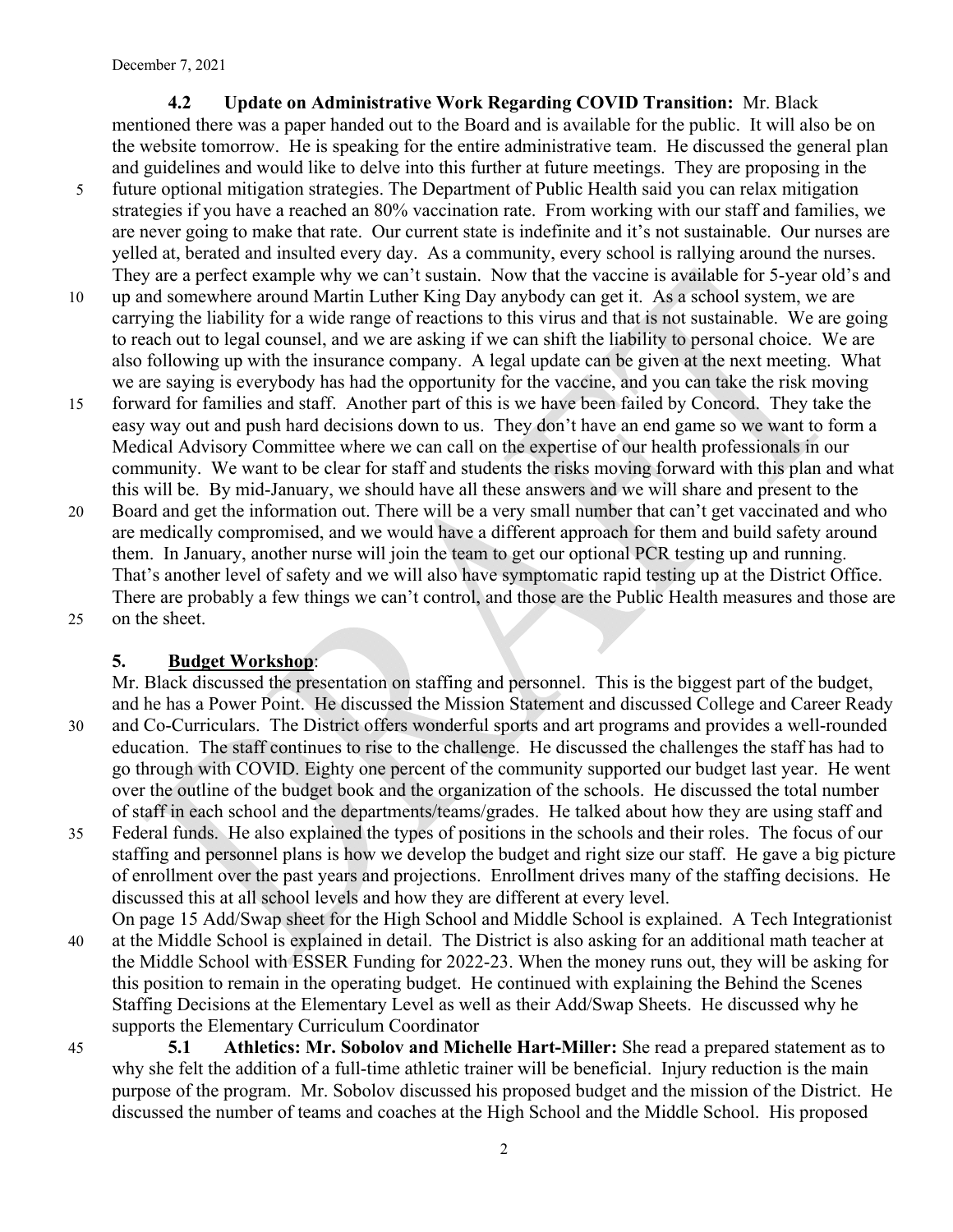December 7, 2021

**4.2 Update on Administrative Work Regarding COVID Transition:** Mr. Black mentioned there was a paper handed out to the Board and is available for the public. It will also be on the website tomorrow. He is speaking for the entire administrative team. He discussed the general plan and guidelines and would like to delve into this further at future meetings. They are proposing in the future optional mitigation strategies. The Department of Public Health said you can relax mitigation strategies if you have a reached an 80% vaccination rate. From working with our staff and families, we are never going to make that rate. Our current state is indefinite and it's not sustainable. Our nurses are yelled at, berated and insulted every day. As a community, every school is rallying around the nurses. They are a perfect example why we can't sustain. Now that the vaccine is available for 5-year old's and up and somewhere around Martin Luther King Day anybody can get it. As a school system, we are carrying the liability for a wide range of reactions to this virus and that is not sustainable. We are going to reach out to legal counsel, and we are asking if we can shift the liability to personal choice. We are also following up with the insurance company. A legal update can be given at the next meeting. What we are saying is everybody has had the opportunity for the vaccine, and you can take the risk moving forward for families and staff. Another part of this is we have been failed by Concord. They take the easy way out and push hard decisions down to us. They don't have an end game so we want to form a Medical Advisory Committee where we can call on the expertise of our health professionals in our community. We want to be clear for staff and students the risks moving forward with this plan and what this will be. By mid-January, we should have all these answers and we will share and present to the Board and get the information out. There will be a very small number that can't get vaccinated and who are medically compromised, and we would have a different approach for them and build safety around them. In January, another nurse will join the team to get our optional PCR testing up and running. That's another level of safety and we will also have symptomatic rapid testing up at the District Office. There are probably a few things we can't control, and those are the Public Health measures and those are on the sheet.

**5. Budget Workshop:**

Mr. Black discussed the presentation on staffing and personnel. This is the biggest part of the budget, and he has a Power Point. He discussed the Mission Statement and discussed College and Career Ready and Co-Curriculars. The District offers wonderful sports and art programs and provides a well-rounded education. The staff continues to rise to the challenge. He discussed the challenges the staff has had to go through with COVID. Eighty one percent of the community supported our budget last year. He went over the outline of the budget book and the organization of the schools. He discussed the total number of staff in each school and the departments/teams/grades. He talked about how they are using staff and Federal funds. He also explained the types of positions in the schools and their roles. The focus of our staffing and personnel plans is how we develop the budget and right size our staff. He gave a big picture of enrollment over the past years and projections. Enrollment drives many of the staffing decisions. He discussed this at all school levels and how they are different at every level.

On page 15 Add/Swap sheet for the High School and Middle School is explained. A Tech Integrationist at the Middle School is explained in detail. The District is also asking for an additional math teacher at the Middle School with ESSER Funding for 2022-23. When the money runs out, they will be asking for this position to remain in the operating budget. He continued with explaining the Behind the Scenes Staffing Decisions at the Elementary Level as well as their Add/Swap Sheets. He discussed why he supports the Elementary Curriculum Coordinator

**5.1 Athletics: Mr. Sobolov and Michelle Hart-Miller:** She read a prepared statement as to why she felt the addition of a full-time athletic trainer will be beneficial. Injury reduction is the main purpose of the program. Mr. Sobolov discussed his proposed budget and the mission of the District. He discussed the number of teams and coaches at the High School and the Middle School. His proposed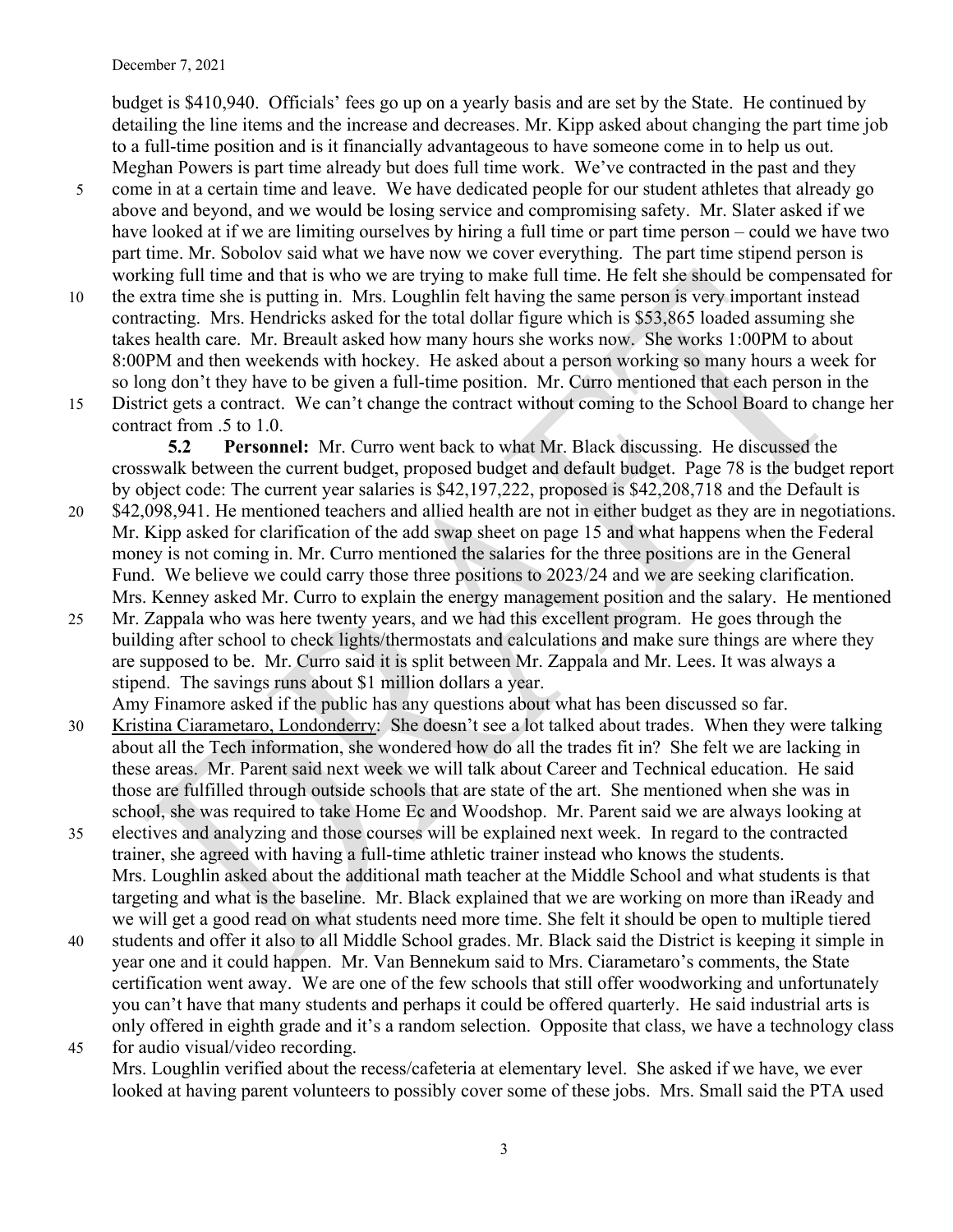budget is $410,940. Officials' fees go up on a yearly basis and are set by the State. He continued by detailing the line items and the increase and decreases. Mr. Kipp asked about changing the part time job to a full-time position and is it financially advantageous to have someone come in to help us out. Meghan Powers is part time already but does full time work. We've contracted in the past and they come in at a certain time and leave. We have dedicated people for our student athletes that already go above and beyond, and we would be losing service and compromising safety. Mr. Slater asked if we have looked at if we are limiting ourselves by hiring a full time or part time person – could we have two part time. Mr. Sobolov said what we have now we cover everything. The part time stipend person is working full time and that is who we are trying to make full time. He felt she should be compensated for the extra time she is putting in. Mrs. Loughlin felt having the same person is very important instead contracting. Mrs. Hendricks asked for the total dollar figure which is $53,865 loaded assuming she takes health care. Mr. Breault asked how many hours she works now. She works 1:00PM to about 8:00PM and then weekends with hockey. He asked about a person working so many hours a week for so long don't they have to be given a full-time position. Mr. Curro mentioned that each person in the District gets a contract. We can't change the contract without coming to the School Board to change her contract from .5 to 1.0.

**5.2 Personnel:** Mr. Curro went back to what Mr. Black discussing. He discussed the crosswalk between the current budget, proposed budget and default budget. Page 78 is the budget report by object code: The current year salaries is $42,197,222, proposed is $42,208,718 and the Default is $42,098,941. He mentioned teachers and allied health are not in either budget as they are in negotiations. Mr. Kipp asked for clarification of the add swap sheet on page 15 and what happens when the Federal money is not coming in. Mr. Curro mentioned the salaries for the three positions are in the General Fund. We believe we could carry those three positions to 2023/24 and we are seeking clarification. Mrs. Kenney asked Mr. Curro to explain the energy management position and the salary. He mentioned Mr. Zappala who was here twenty years, and we had this excellent program. He goes through the building after school to check lights/thermostats and calculations and make sure things are where they are supposed to be. Mr. Curro said it is split between Mr. Zappala and Mr. Lees. It was always a stipend. The savings runs about $1 million dollars a year.

Amy Finamore asked if the public has any questions about what has been discussed so far.

Kristina Ciarametaro, Londonderry: She doesn't see a lot talked about trades. When they were talking about all the Tech information, she wondered how do all the trades fit in? She felt we are lacking in these areas. Mr. Parent said next week we will talk about Career and Technical education. He said those are fulfilled through outside schools that are state of the art. She mentioned when she was in school, she was required to take Home Ec and Woodshop. Mr. Parent said we are always looking at electives and analyzing and those courses will be explained next week. In regard to the contracted trainer, she agreed with having a full-time athletic trainer instead who knows the students.

Mrs. Loughlin asked about the additional math teacher at the Middle School and what students is that targeting and what is the baseline. Mr. Black explained that we are working on more than iReady and we will get a good read on what students need more time. She felt it should be open to multiple tiered students and offer it also to all Middle School grades. Mr. Black said the District is keeping it simple in year one and it could happen. Mr. Van Bennekum said to Mrs. Ciarametaro's comments, the State certification went away. We are one of the few schools that still offer woodworking and unfortunately you can't have that many students and perhaps it could be offered quarterly. He said industrial arts is only offered in eighth grade and it's a random selection. Opposite that class, we have a technology class for audio visual/video recording.

Mrs. Loughlin verified about the recess/cafeteria at elementary level. She asked if we have, we ever looked at having parent volunteers to possibly cover some of these jobs. Mrs. Small said the PTA used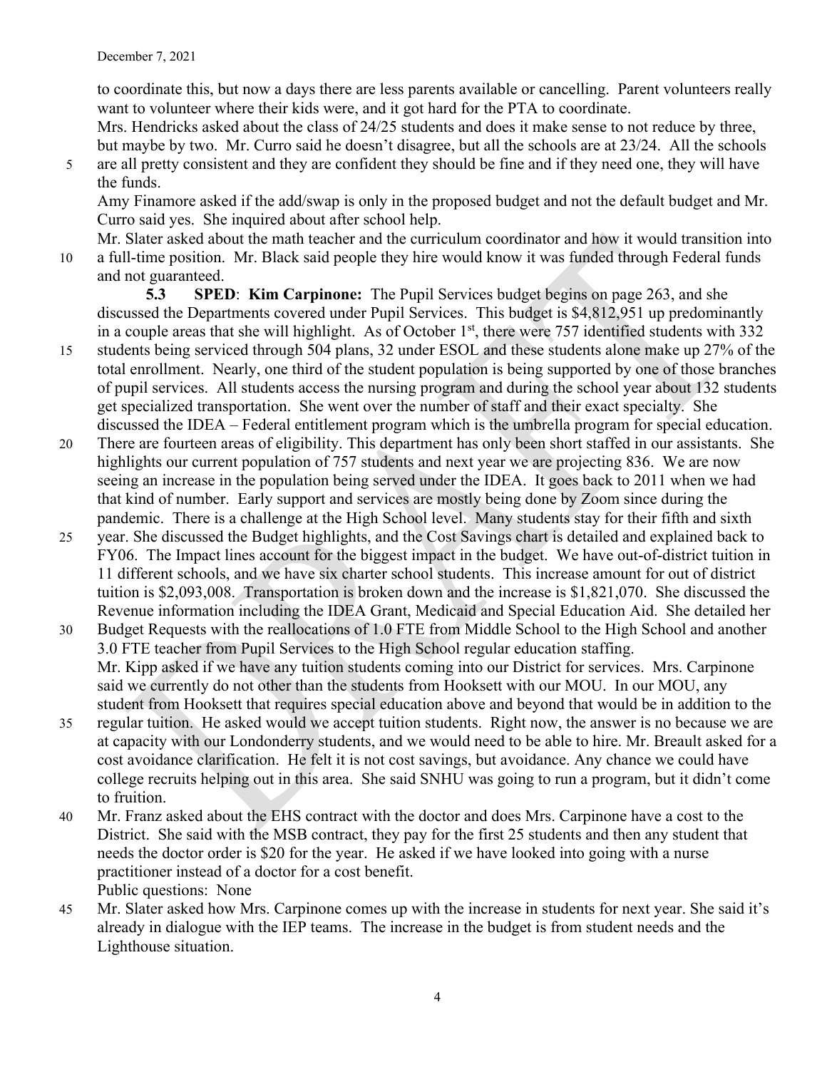to coordinate this, but now a days there are less parents available or cancelling. Parent volunteers really want to volunteer where their kids were, and it got hard for the PTA to coordinate.

Mrs. Hendricks asked about the class of 24/25 students and does it make sense to not reduce by three, but maybe by two. Mr. Curro said he doesn't disagree, but all the schools are at 23/24. All the schools are all pretty consistent and they are confident they should be fine and if they need one, they will have the funds.

Amy Finamore asked if the add/swap is only in the proposed budget and not the default budget and Mr. Curro said yes. She inquired about after school help.

Mr. Slater asked about the math teacher and the curriculum coordinator and how it would transition into a full-time position. Mr. Black said people they hire would know it was funded through Federal funds and not guaranteed.

**5.3 SPED**: **Kim Carpinone:** The Pupil Services budget begins on page 263, and she discussed the Departments covered under Pupil Services. This budget is $4,812,951 up predominantly in a couple areas that she will highlight. As of October 1st, there were 757 identified students with 332 students being serviced through 504 plans, 32 under ESOL and these students alone make up 27% of the total enrollment. Nearly, one third of the student population is being supported by one of those branches of pupil services. All students access the nursing program and during the school year about 132 students get specialized transportation. She went over the number of staff and their exact specialty. She discussed the IDEA – Federal entitlement program which is the umbrella program for special education. There are fourteen areas of eligibility. This department has only been short staffed in our assistants. She highlights our current population of 757 students and next year we are projecting 836. We are now seeing an increase in the population being served under the IDEA. It goes back to 2011 when we had that kind of number. Early support and services are mostly being done by Zoom since during the pandemic. There is a challenge at the High School level. Many students stay for their fifth and sixth year. She discussed the Budget highlights, and the Cost Savings chart is detailed and explained back to FY06. The Impact lines account for the biggest impact in the budget. We have out-of-district tuition in 11 different schools, and we have six charter school students. This increase amount for out of district tuition is $2,093,008. Transportation is broken down and the increase is $1,821,070. She discussed the Revenue information including the IDEA Grant, Medicaid and Special Education Aid. She detailed her Budget Requests with the reallocations of 1.0 FTE from Middle School to the High School and another 3.0 FTE teacher from Pupil Services to the High School regular education staffing.

Mr. Kipp asked if we have any tuition students coming into our District for services. Mrs. Carpinone said we currently do not other than the students from Hooksett with our MOU. In our MOU, any student from Hooksett that requires special education above and beyond that would be in addition to the regular tuition. He asked would we accept tuition students. Right now, the answer is no because we are at capacity with our Londonderry students, and we would need to be able to hire. Mr. Breault asked for a cost avoidance clarification. He felt it is not cost savings, but avoidance. Any chance we could have college recruits helping out in this area. She said SNHU was going to run a program, but it didn't come to fruition.

Mr. Franz asked about the EHS contract with the doctor and does Mrs. Carpinone have a cost to the District. She said with the MSB contract, they pay for the first 25 students and then any student that needs the doctor order is $20 for the year. He asked if we have looked into going with a nurse practitioner instead of a doctor for a cost benefit.

Public questions: None

Mr. Slater asked how Mrs. Carpinone comes up with the increase in students for next year. She said it's already in dialogue with the IEP teams. The increase in the budget is from student needs and the Lighthouse situation.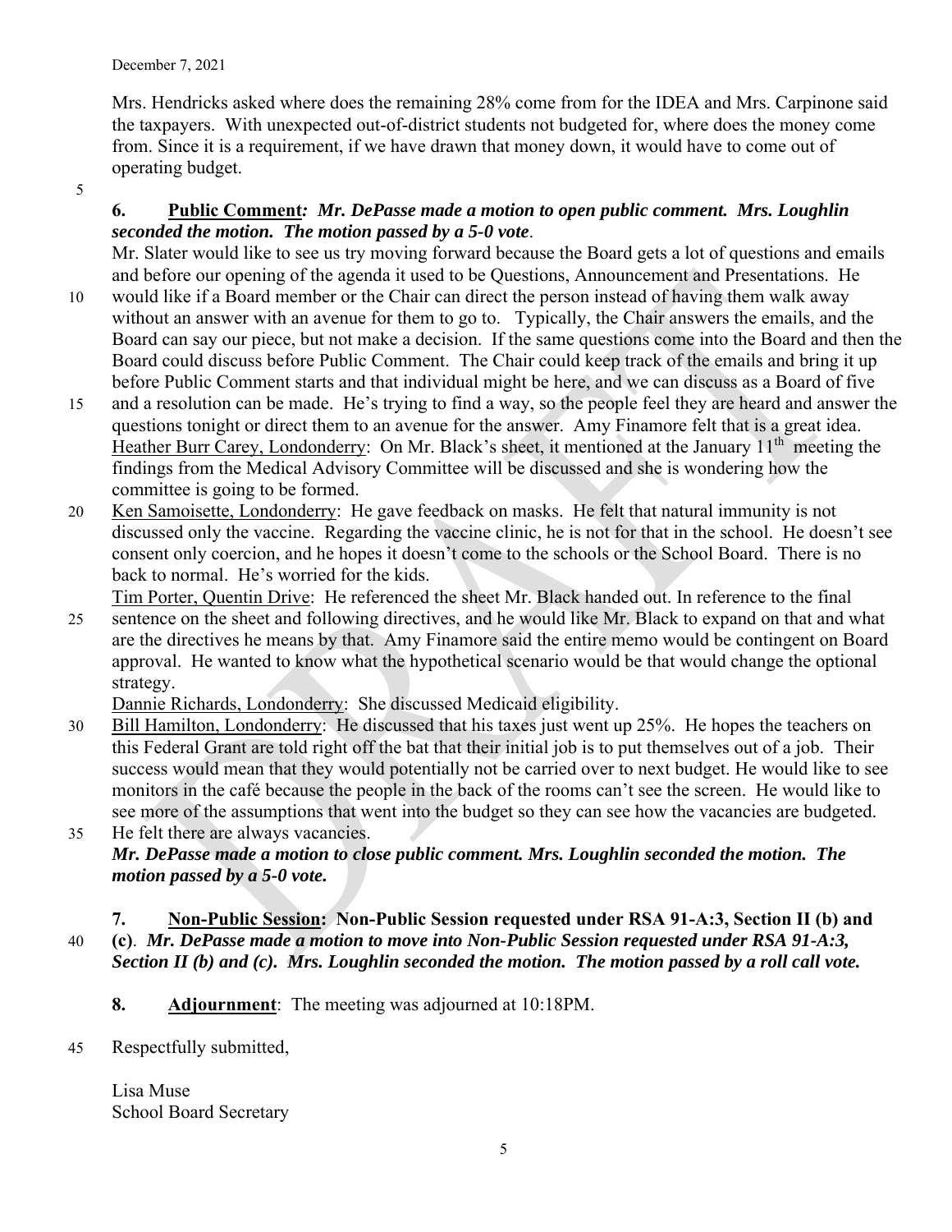Mrs. Hendricks asked where does the remaining 28% come from for the IDEA and Mrs. Carpinone said the taxpayers. With unexpected out-of-district students not budgeted for, where does the money come from. Since it is a requirement, if we have drawn that money down, it would have to come out of operating budget.

**6. Public Comment***: Mr. DePasse made a motion to open public comment. Mrs. Loughlin seconded the motion. The motion passed by a 5-0 vote*.

Mr. Slater would like to see us try moving forward because the Board gets a lot of questions and emails and before our opening of the agenda it used to be Questions, Announcement and Presentations. He would like if a Board member or the Chair can direct the person instead of having them walk away without an answer with an avenue for them to go to. Typically, the Chair answers the emails, and the Board can say our piece, but not make a decision. If the same questions come into the Board and then the Board could discuss before Public Comment. The Chair could keep track of the emails and bring it up before Public Comment starts and that individual might be here, and we can discuss as a Board of five and a resolution can be made. He's trying to find a way, so the people feel they are heard and answer the questions tonight or direct them to an avenue for the answer. Amy Finamore felt that is a great idea.

Heather Burr Carey, Londonderry: On Mr. Black's sheet, it mentioned at the January 11th meeting the findings from the Medical Advisory Committee will be discussed and she is wondering how the committee is going to be formed.

Ken Samoisette, Londonderry: He gave feedback on masks. He felt that natural immunity is not discussed only the vaccine. Regarding the vaccine clinic, he is not for that in the school. He doesn't see consent only coercion, and he hopes it doesn't come to the schools or the School Board. There is no back to normal. He's worried for the kids.

Tim Porter, Quentin Drive: He referenced the sheet Mr. Black handed out. In reference to the final sentence on the sheet and following directives, and he would like Mr. Black to expand on that and what are the directives he means by that. Amy Finamore said the entire memo would be contingent on Board approval. He wanted to know what the hypothetical scenario would be that would change the optional strategy.

Dannie Richards, Londonderry: She discussed Medicaid eligibility.

Bill Hamilton, Londonderry: He discussed that his taxes just went up 25%. He hopes the teachers on this Federal Grant are told right off the bat that their initial job is to put themselves out of a job. Their success would mean that they would potentially not be carried over to next budget. He would like to see monitors in the café because the people in the back of the rooms can't see the screen. He would like to see more of the assumptions that went into the budget so they can see how the vacancies are budgeted. He felt there are always vacancies.

***Mr. DePasse made a motion to close public comment. Mrs. Loughlin seconded the motion. The motion passed by a 5-0 vote.***

**7. Non-Public Session: Non-Public Session requested under RSA 91-A:3, Section II (b) and (c)**. ***Mr. DePasse made a motion to move into Non-Public Session requested under RSA 91-A:3, Section II (b) and (c). Mrs. Loughlin seconded the motion. The motion passed by a roll call vote.***

**8. Adjournment**: The meeting was adjourned at 10:18PM.

Respectfully submitted,

Lisa Muse
School Board Secretary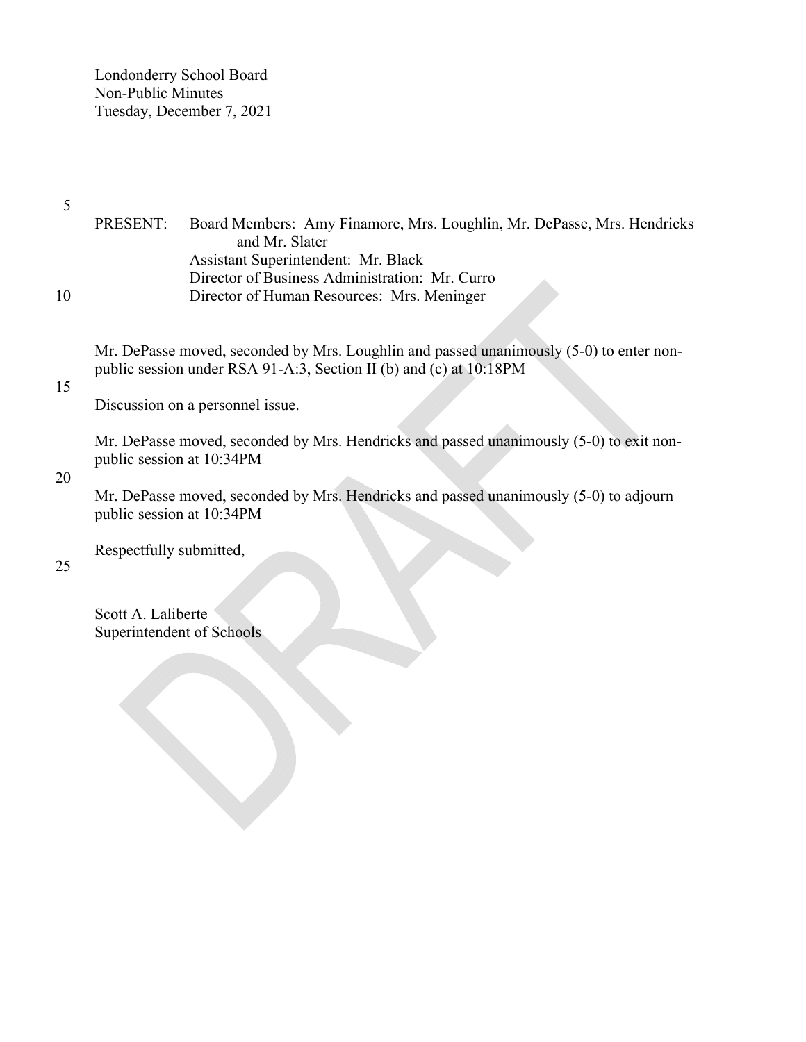Londonderry School Board
Non-Public Minutes
Tuesday, December 7, 2021

PRESENT: Board Members: Amy Finamore, Mrs. Loughlin, Mr. DePasse, Mrs. Hendricks and Mr. Slater
Assistant Superintendent: Mr. Black
Director of Business Administration: Mr. Curro
Director of Human Resources: Mrs. Meninger

Mr. DePasse moved, seconded by Mrs. Loughlin and passed unanimously (5-0) to enter non-public session under RSA 91-A:3, Section II (b) and (c) at 10:18PM

Discussion on a personnel issue.

Mr. DePasse moved, seconded by Mrs. Hendricks and passed unanimously (5-0) to exit non-public session at 10:34PM

Mr. DePasse moved, seconded by Mrs. Hendricks and passed unanimously (5-0) to adjourn public session at 10:34PM

Respectfully submitted,

Scott A. Laliberte
Superintendent of Schools

DRAFT